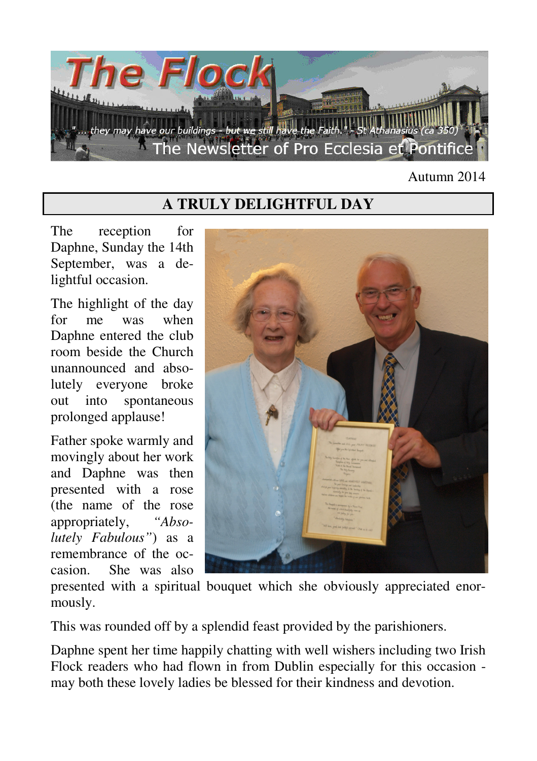# The Flock

"... they may have our buildings - but we still have the Faith." - St Athanasius (ca 350)

The Newsletter of Pro Ecclesia et Pontifice

Autumn 2014

## A TRULY DELIGHTFUL DAY

The reception for Daphne, Sunday the 14th September, was a delightful occasion.

The highlight of the day for me was when Daphne entered the club room beside the Church unannounced and absolutely everyone broke out into spontaneous prolonged applause!

Father spoke warmly and movingly about her work and Daphne was then presented with a rose (the name of the rose appropriately, *"Absolutely Fabulous"*) as a remembrance of the occasion. She was also presented with a spiritual bouquet which she obviously appreciated enormously.

This was rounded off by a splendid feast provided by the parishioners.

Daphne spent her time happily chatting with well wishers including two Irish Flock readers who had flown in from Dublin especially for this occasion - may both these lovely ladies be blessed for their kindness and devotion.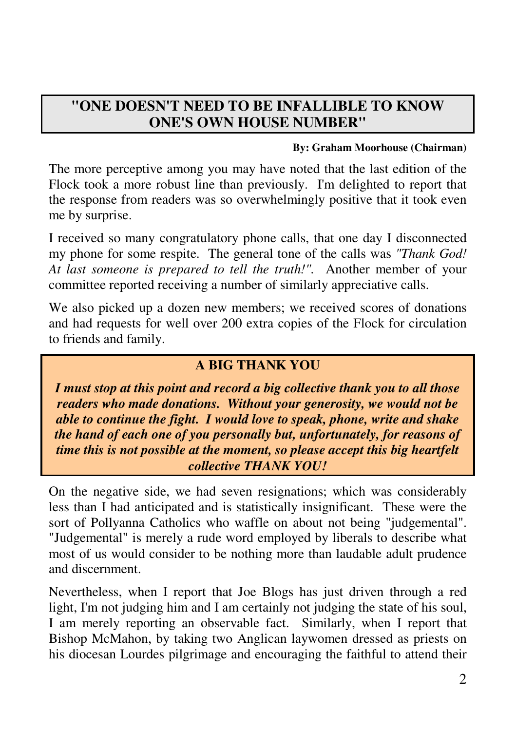## "ONE DOESN'T NEED TO BE INFALLIBLE TO KNOW ONE'S OWN HOUSE NUMBER"

**By: Graham Moorhouse (Chairman)**

The more perceptive among you may have noted that the last edition of the Flock took a more robust line than previously. I'm delighted to report that the response from readers was so overwhelmingly positive that it took even me by surprise.

I received so many congratulatory phone calls, that one day I disconnected my phone for some respite. The general tone of the calls was *"Thank God! At last someone is prepared to tell the truth!"*. Another member of your committee reported receiving a number of similarly appreciative calls.

We also picked up a dozen new members; we received scores of donations and had requests for well over 200 extra copies of the Flock for circulation to friends and family.

### A BIG THANK YOU

***I must stop at this point and record a big collective thank you to all those readers who made donations. Without your generosity, we would not be able to continue the fight. I would love to speak, phone, write and shake the hand of each one of you personally but, unfortunately, for reasons of time this is not possible at the moment, so please accept this big heartfelt collective THANK YOU!***

On the negative side, we had seven resignations; which was considerably less than I had anticipated and is statistically insignificant. These were the sort of Pollyanna Catholics who waffle on about not being "judgemental". "Judgemental" is merely a rude word employed by liberals to describe what most of us would consider to be nothing more than laudable adult prudence and discernment.

Nevertheless, when I report that Joe Blogs has just driven through a red light, I'm not judging him and I am certainly not judging the state of his soul, I am merely reporting an observable fact. Similarly, when I report that Bishop McMahon, by taking two Anglican laywomen dressed as priests on his diocesan Lourdes pilgrimage and encouraging the faithful to attend their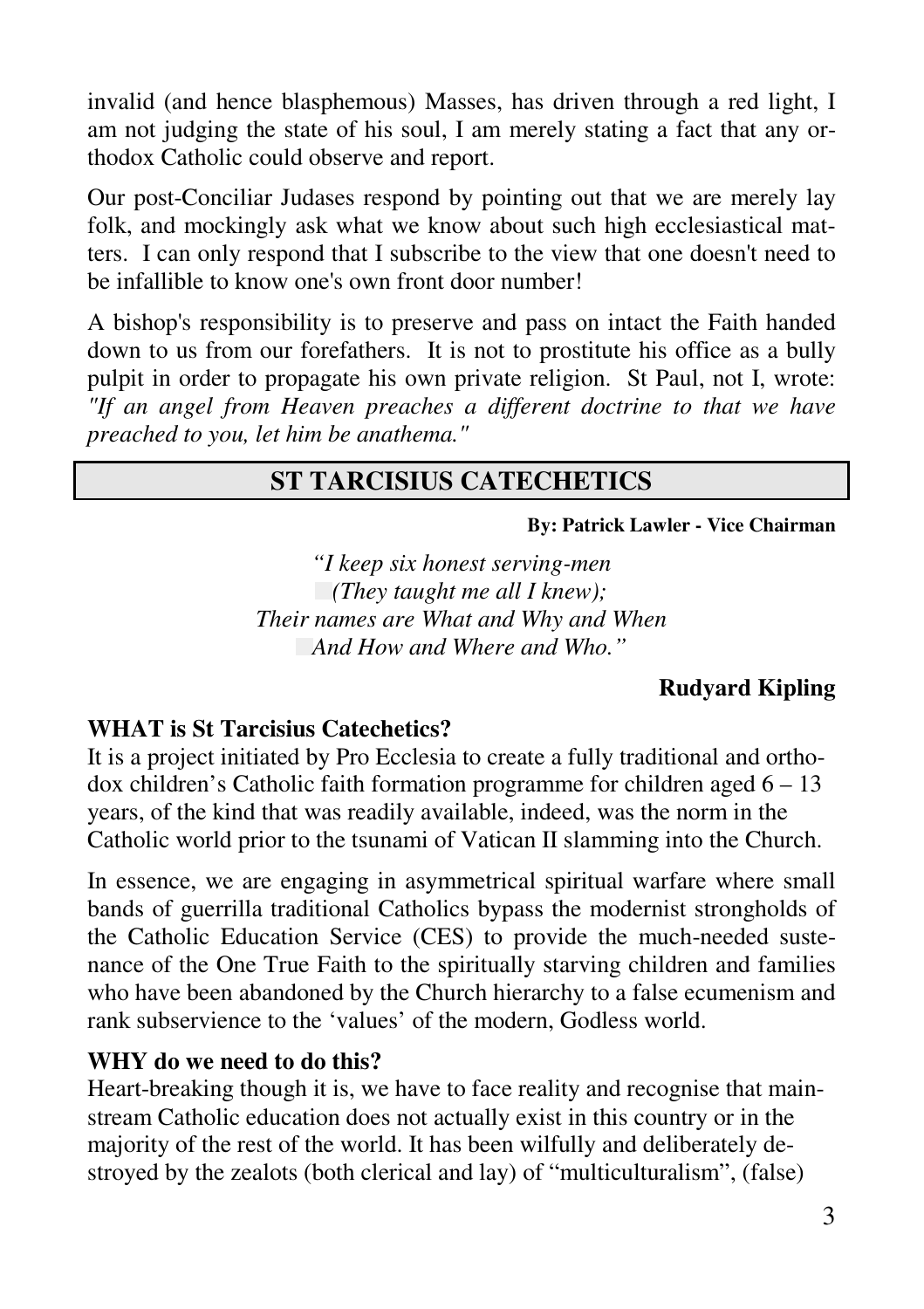invalid (and hence blasphemous) Masses, has driven through a red light, I am not judging the state of his soul, I am merely stating a fact that any orthodox Catholic could observe and report.

Our post-Conciliar Judases respond by pointing out that we are merely lay folk, and mockingly ask what we know about such high ecclesiastical matters. I can only respond that I subscribe to the view that one doesn't need to be infallible to know one's own front door number!

A bishop's responsibility is to preserve and pass on intact the Faith handed down to us from our forefathers. It is not to prostitute his office as a bully pulpit in order to propagate his own private religion. St Paul, not I, wrote: *"If an angel from Heaven preaches a different doctrine to that we have preached to you, let him be anathema."*

## ST TARCISIUS CATECHETICS

**By: Patrick Lawler - Vice Chairman**

*"I keep six honest serving-men*
*(They taught me all I knew);*
*Their names are What and Why and When*
*And How and Where and Who."*

**Rudyard Kipling**

**WHAT is St Tarcisius Catechetics?**

It is a project initiated by Pro Ecclesia to create a fully traditional and orthodox children's Catholic faith formation programme for children aged 6 – 13 years, of the kind that was readily available, indeed, was the norm in the Catholic world prior to the tsunami of Vatican II slamming into the Church.

In essence, we are engaging in asymmetrical spiritual warfare where small bands of guerrilla traditional Catholics bypass the modernist strongholds of the Catholic Education Service (CES) to provide the much-needed sustenance of the One True Faith to the spiritually starving children and families who have been abandoned by the Church hierarchy to a false ecumenism and rank subservience to the 'values' of the modern, Godless world.

**WHY do we need to do this?**

Heart-breaking though it is, we have to face reality and recognise that mainstream Catholic education does not actually exist in this country or in the majority of the rest of the world. It has been wilfully and deliberately destroyed by the zealots (both clerical and lay) of "multiculturalism", (false)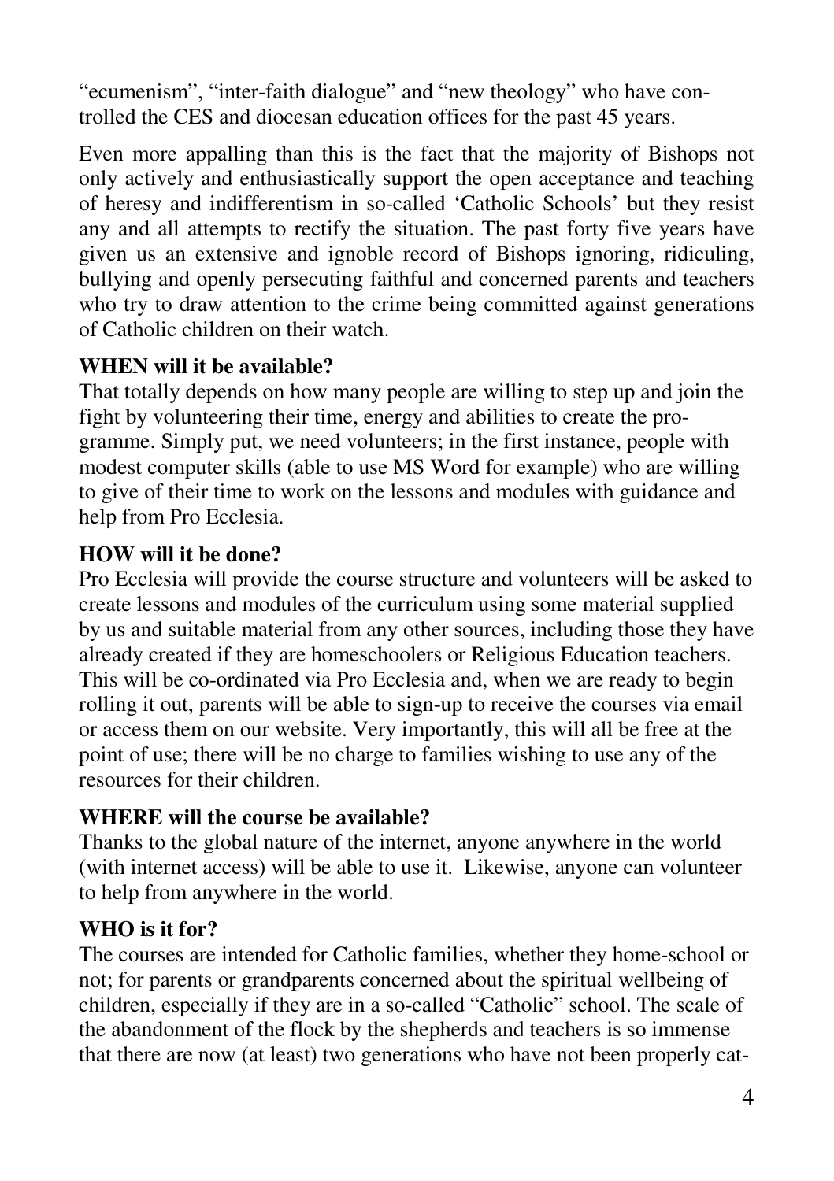"ecumenism", "inter-faith dialogue" and "new theology" who have controlled the CES and diocesan education offices for the past 45 years.

Even more appalling than this is the fact that the majority of Bishops not only actively and enthusiastically support the open acceptance and teaching of heresy and indifferentism in so-called 'Catholic Schools' but they resist any and all attempts to rectify the situation. The past forty five years have given us an extensive and ignoble record of Bishops ignoring, ridiculing, bullying and openly persecuting faithful and concerned parents and teachers who try to draw attention to the crime being committed against generations of Catholic children on their watch.

**WHEN will it be available?**
That totally depends on how many people are willing to step up and join the fight by volunteering their time, energy and abilities to create the programme. Simply put, we need volunteers; in the first instance, people with modest computer skills (able to use MS Word for example) who are willing to give of their time to work on the lessons and modules with guidance and help from Pro Ecclesia.

**HOW will it be done?**
Pro Ecclesia will provide the course structure and volunteers will be asked to create lessons and modules of the curriculum using some material supplied by us and suitable material from any other sources, including those they have already created if they are homeschoolers or Religious Education teachers. This will be co-ordinated via Pro Ecclesia and, when we are ready to begin rolling it out, parents will be able to sign-up to receive the courses via email or access them on our website. Very importantly, this will all be free at the point of use; there will be no charge to families wishing to use any of the resources for their children.

**WHERE will the course be available?**
Thanks to the global nature of the internet, anyone anywhere in the world (with internet access) will be able to use it. Likewise, anyone can volunteer to help from anywhere in the world.

**WHO is it for?**
The courses are intended for Catholic families, whether they home-school or not; for parents or grandparents concerned about the spiritual wellbeing of children, especially if they are in a so-called "Catholic" school. The scale of the abandonment of the flock by the shepherds and teachers is so immense that there are now (at least) two generations who have not been properly cat-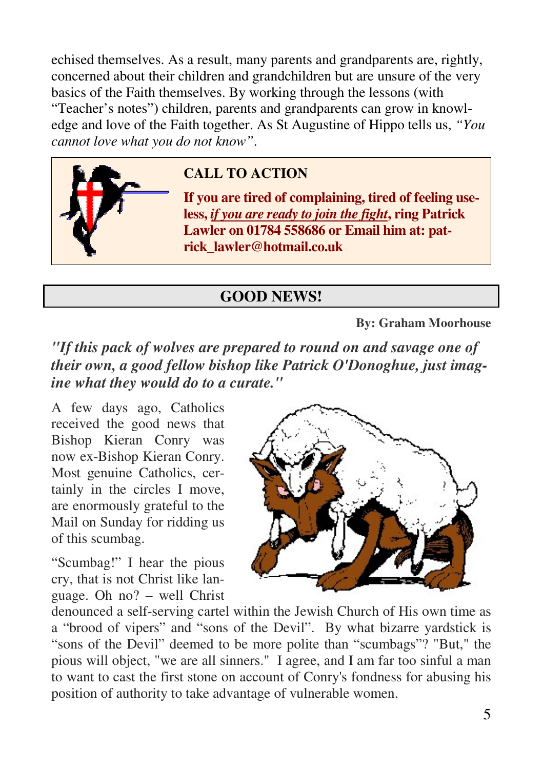echised themselves. As a result, many parents and grandparents are, rightly, concerned about their children and grandchildren but are unsure of the very basics of the Faith themselves. By working through the lessons (with "Teacher's notes") children, parents and grandparents can grow in knowledge and love of the Faith together. As St Augustine of Hippo tells us, *"You cannot love what you do not know"*.

**CALL TO ACTION**

**If you are tired of complaining, tired of feeling useless, *if you are ready to join the fight*, ring Patrick Lawler on 01784 558686 or Email him at: patrick_lawler@hotmail.co.uk**

## GOOD NEWS!

**By: Graham Moorhouse**

***"If this pack of wolves are prepared to round on and savage one of their own, a good fellow bishop like Patrick O'Donoghue, just imagine what they would do to a curate."***

A few days ago, Catholics received the good news that Bishop Kieran Conry was now ex-Bishop Kieran Conry. Most genuine Catholics, certainly in the circles I move, are enormously grateful to the Mail on Sunday for ridding us of this scumbag.

"Scumbag!" I hear the pious cry, that is not Christ like language. Oh no? – well Christ denounced a self-serving cartel within the Jewish Church of His own time as a "brood of vipers" and "sons of the Devil". By what bizarre yardstick is "sons of the Devil" deemed to be more polite than "scumbags"? "But," the pious will object, "we are all sinners." I agree, and I am far too sinful a man to want to cast the first stone on account of Conry's fondness for abusing his position of authority to take advantage of vulnerable women.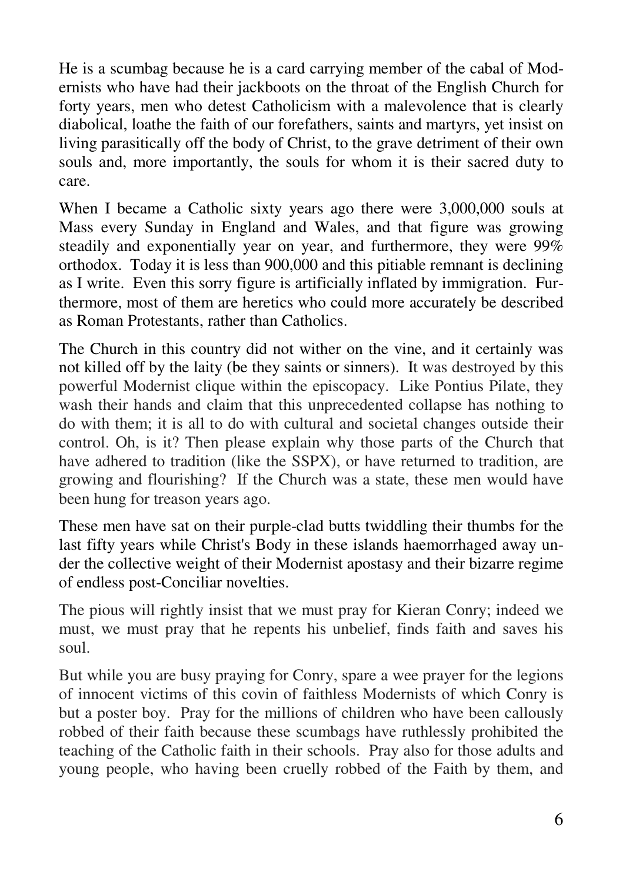He is a scumbag because he is a card carrying member of the cabal of Modernists who have had their jackboots on the throat of the English Church for forty years, men who detest Catholicism with a malevolence that is clearly diabolical, loathe the faith of our forefathers, saints and martyrs, yet insist on living parasitically off the body of Christ, to the grave detriment of their own souls and, more importantly, the souls for whom it is their sacred duty to care.

When I became a Catholic sixty years ago there were 3,000,000 souls at Mass every Sunday in England and Wales, and that figure was growing steadily and exponentially year on year, and furthermore, they were 99% orthodox. Today it is less than 900,000 and this pitiable remnant is declining as I write. Even this sorry figure is artificially inflated by immigration. Furthermore, most of them are heretics who could more accurately be described as Roman Protestants, rather than Catholics.

The Church in this country did not wither on the vine, and it certainly was not killed off by the laity (be they saints or sinners). It was destroyed by this powerful Modernist clique within the episcopacy. Like Pontius Pilate, they wash their hands and claim that this unprecedented collapse has nothing to do with them; it is all to do with cultural and societal changes outside their control. Oh, is it? Then please explain why those parts of the Church that have adhered to tradition (like the SSPX), or have returned to tradition, are growing and flourishing? If the Church was a state, these men would have been hung for treason years ago.

These men have sat on their purple-clad butts twiddling their thumbs for the last fifty years while Christ's Body in these islands haemorrhaged away under the collective weight of their Modernist apostasy and their bizarre regime of endless post-Conciliar novelties.

The pious will rightly insist that we must pray for Kieran Conry; indeed we must, we must pray that he repents his unbelief, finds faith and saves his soul.

But while you are busy praying for Conry, spare a wee prayer for the legions of innocent victims of this covin of faithless Modernists of which Conry is but a poster boy. Pray for the millions of children who have been callously robbed of their faith because these scumbags have ruthlessly prohibited the teaching of the Catholic faith in their schools. Pray also for those adults and young people, who having been cruelly robbed of the Faith by them, and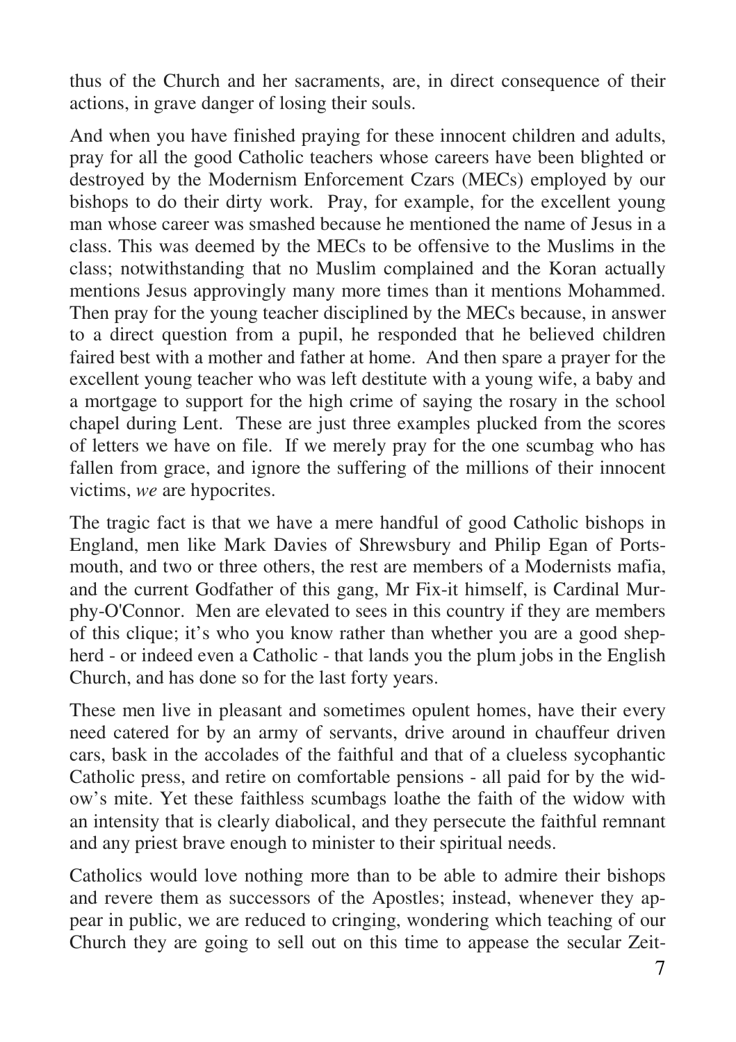thus of the Church and her sacraments, are, in direct consequence of their actions, in grave danger of losing their souls.

And when you have finished praying for these innocent children and adults, pray for all the good Catholic teachers whose careers have been blighted or destroyed by the Modernism Enforcement Czars (MECs) employed by our bishops to do their dirty work. Pray, for example, for the excellent young man whose career was smashed because he mentioned the name of Jesus in a class. This was deemed by the MECs to be offensive to the Muslims in the class; notwithstanding that no Muslim complained and the Koran actually mentions Jesus approvingly many more times than it mentions Mohammed. Then pray for the young teacher disciplined by the MECs because, in answer to a direct question from a pupil, he responded that he believed children faired best with a mother and father at home. And then spare a prayer for the excellent young teacher who was left destitute with a young wife, a baby and a mortgage to support for the high crime of saying the rosary in the school chapel during Lent. These are just three examples plucked from the scores of letters we have on file. If we merely pray for the one scumbag who has fallen from grace, and ignore the suffering of the millions of their innocent victims, *we* are hypocrites.

The tragic fact is that we have a mere handful of good Catholic bishops in England, men like Mark Davies of Shrewsbury and Philip Egan of Portsmouth, and two or three others, the rest are members of a Modernists mafia, and the current Godfather of this gang, Mr Fix-it himself, is Cardinal Murphy-O'Connor. Men are elevated to sees in this country if they are members of this clique; it's who you know rather than whether you are a good shepherd - or indeed even a Catholic - that lands you the plum jobs in the English Church, and has done so for the last forty years.

These men live in pleasant and sometimes opulent homes, have their every need catered for by an army of servants, drive around in chauffeur driven cars, bask in the accolades of the faithful and that of a clueless sycophantic Catholic press, and retire on comfortable pensions - all paid for by the widow's mite. Yet these faithless scumbags loathe the faith of the widow with an intensity that is clearly diabolical, and they persecute the faithful remnant and any priest brave enough to minister to their spiritual needs.

Catholics would love nothing more than to be able to admire their bishops and revere them as successors of the Apostles; instead, whenever they appear in public, we are reduced to cringing, wondering which teaching of our Church they are going to sell out on this time to appease the secular Zeit-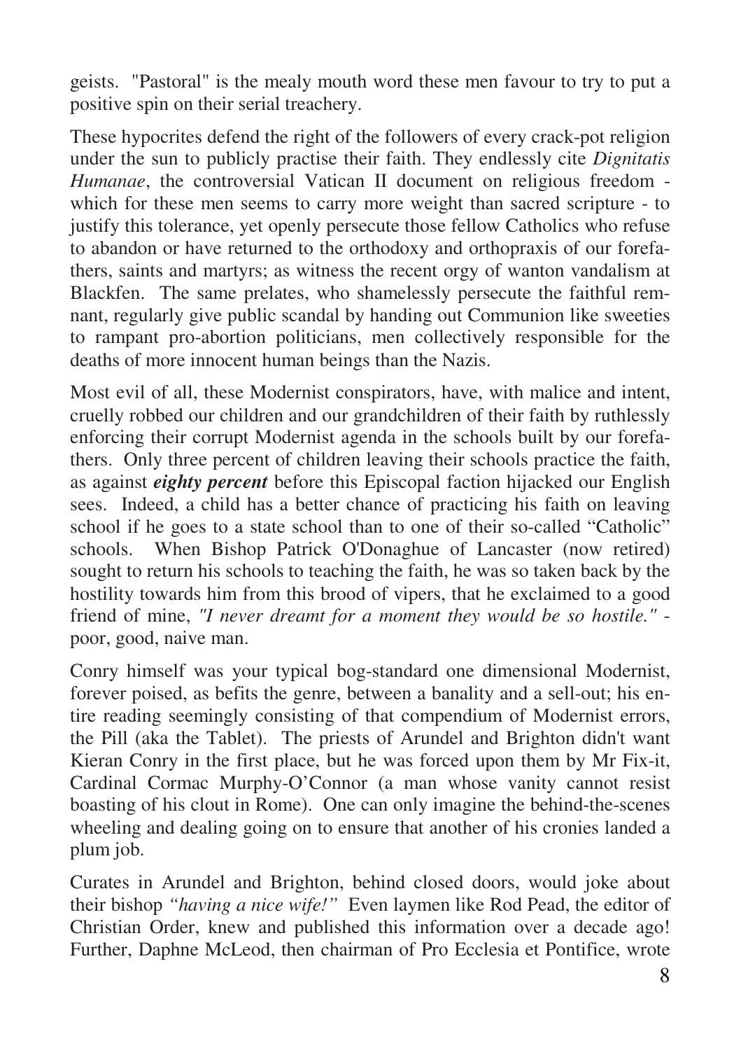geists. "Pastoral" is the mealy mouth word these men favour to try to put a positive spin on their serial treachery.

These hypocrites defend the right of the followers of every crack-pot religion under the sun to publicly practise their faith. They endlessly cite *Dignitatis Humanae*, the controversial Vatican II document on religious freedom - which for these men seems to carry more weight than sacred scripture - to justify this tolerance, yet openly persecute those fellow Catholics who refuse to abandon or have returned to the orthodoxy and orthopraxis of our forefathers, saints and martyrs; as witness the recent orgy of wanton vandalism at Blackfen. The same prelates, who shamelessly persecute the faithful remnant, regularly give public scandal by handing out Communion like sweeties to rampant pro-abortion politicians, men collectively responsible for the deaths of more innocent human beings than the Nazis.

Most evil of all, these Modernist conspirators, have, with malice and intent, cruelly robbed our children and our grandchildren of their faith by ruthlessly enforcing their corrupt Modernist agenda in the schools built by our forefathers. Only three percent of children leaving their schools practice the faith, as against ***eighty percent*** before this Episcopal faction hijacked our English sees. Indeed, a child has a better chance of practicing his faith on leaving school if he goes to a state school than to one of their so-called "Catholic" schools. When Bishop Patrick O'Donaghue of Lancaster (now retired) sought to return his schools to teaching the faith, he was so taken back by the hostility towards him from this brood of vipers, that he exclaimed to a good friend of mine, *"I never dreamt for a moment they would be so hostile."* - poor, good, naive man.

Conry himself was your typical bog-standard one dimensional Modernist, forever poised, as befits the genre, between a banality and a sell-out; his entire reading seemingly consisting of that compendium of Modernist errors, the Pill (aka the Tablet). The priests of Arundel and Brighton didn't want Kieran Conry in the first place, but he was forced upon them by Mr Fix-it, Cardinal Cormac Murphy-O'Connor (a man whose vanity cannot resist boasting of his clout in Rome). One can only imagine the behind-the-scenes wheeling and dealing going on to ensure that another of his cronies landed a plum job.

Curates in Arundel and Brighton, behind closed doors, would joke about their bishop *"having a nice wife!"* Even laymen like Rod Pead, the editor of Christian Order, knew and published this information over a decade ago! Further, Daphne McLeod, then chairman of Pro Ecclesia et Pontifice, wrote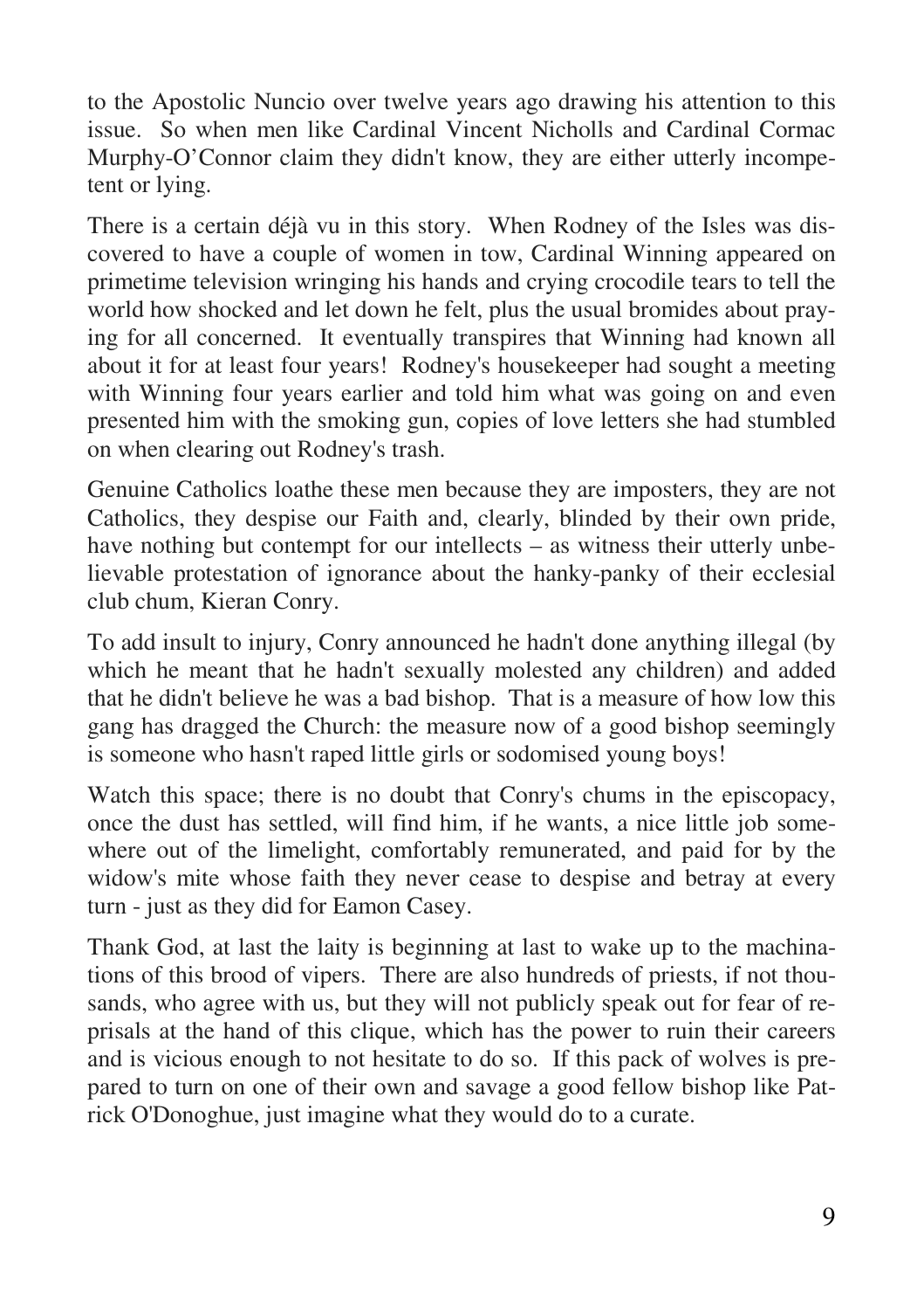to the Apostolic Nuncio over twelve years ago drawing his attention to this issue. So when men like Cardinal Vincent Nicholls and Cardinal Cormac Murphy-O'Connor claim they didn't know, they are either utterly incompetent or lying.

There is a certain déjà vu in this story. When Rodney of the Isles was discovered to have a couple of women in tow, Cardinal Winning appeared on primetime television wringing his hands and crying crocodile tears to tell the world how shocked and let down he felt, plus the usual bromides about praying for all concerned. It eventually transpires that Winning had known all about it for at least four years! Rodney's housekeeper had sought a meeting with Winning four years earlier and told him what was going on and even presented him with the smoking gun, copies of love letters she had stumbled on when clearing out Rodney's trash.

Genuine Catholics loathe these men because they are imposters, they are not Catholics, they despise our Faith and, clearly, blinded by their own pride, have nothing but contempt for our intellects – as witness their utterly unbelievable protestation of ignorance about the hanky-panky of their ecclesial club chum, Kieran Conry.

To add insult to injury, Conry announced he hadn't done anything illegal (by which he meant that he hadn't sexually molested any children) and added that he didn't believe he was a bad bishop. That is a measure of how low this gang has dragged the Church: the measure now of a good bishop seemingly is someone who hasn't raped little girls or sodomised young boys!

Watch this space; there is no doubt that Conry's chums in the episcopacy, once the dust has settled, will find him, if he wants, a nice little job somewhere out of the limelight, comfortably remunerated, and paid for by the widow's mite whose faith they never cease to despise and betray at every turn - just as they did for Eamon Casey.

Thank God, at last the laity is beginning at last to wake up to the machinations of this brood of vipers. There are also hundreds of priests, if not thousands, who agree with us, but they will not publicly speak out for fear of reprisals at the hand of this clique, which has the power to ruin their careers and is vicious enough to not hesitate to do so. If this pack of wolves is prepared to turn on one of their own and savage a good fellow bishop like Patrick O'Donoghue, just imagine what they would do to a curate.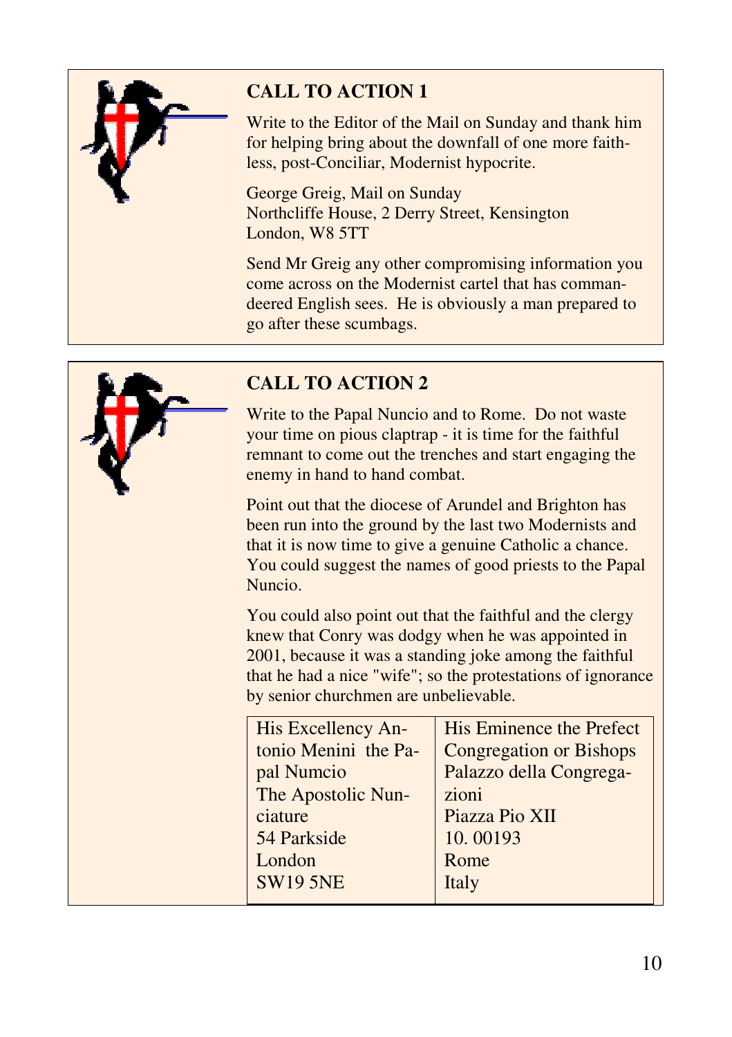## CALL TO ACTION 1

Write to the Editor of the Mail on Sunday and thank him for helping bring about the downfall of one more faithless, post-Conciliar, Modernist hypocrite.

George Greig, Mail on Sunday
Northcliffe House, 2 Derry Street, Kensington
London, W8 5TT

Send Mr Greig any other compromising information you come across on the Modernist cartel that has commandeered English sees. He is obviously a man prepared to go after these scumbags.

## CALL TO ACTION 2

Write to the Papal Nuncio and to Rome. Do not waste your time on pious claptrap - it is time for the faithful remnant to come out the trenches and start engaging the enemy in hand to hand combat.

Point out that the diocese of Arundel and Brighton has been run into the ground by the last two Modernists and that it is now time to give a genuine Catholic a chance. You could suggest the names of good priests to the Papal Nuncio.

You could also point out that the faithful and the clergy knew that Conry was dodgy when he was appointed in 2001, because it was a standing joke among the faithful that he had a nice "wife"; so the protestations of ignorance by senior churchmen are unbelievable.

| His Excellency Antonio Menini the Papal Numcio<br>The Apostolic Nunciature<br>54 Parkside<br>London<br>SW19 5NE | His Eminence the Prefect Congregation or Bishops<br>Palazzo della Congregazioni<br>Piazza Pio XII<br>10. 00193<br>Rome<br>Italy |
|---|---|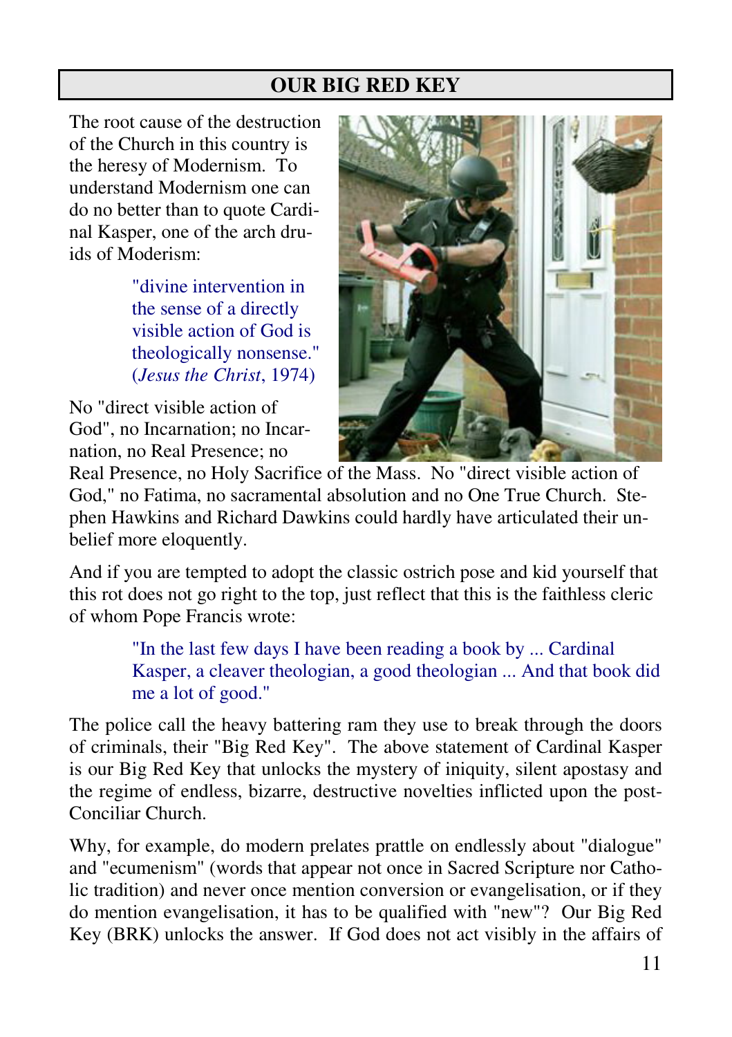## OUR BIG RED KEY

The root cause of the destruction of the Church in this country is the heresy of Modernism. To understand Modernism one can do no better than to quote Cardinal Kasper, one of the arch druids of Moderism:

> "divine intervention in the sense of a directly visible action of God is theologically nonsense." (*Jesus the Christ*, 1974)

No "direct visible action of God", no Incarnation; no Incarnation, no Real Presence; no Real Presence, no Holy Sacrifice of the Mass. No "direct visible action of God," no Fatima, no sacramental absolution and no One True Church. Stephen Hawkins and Richard Dawkins could hardly have articulated their unbelief more eloquently.

And if you are tempted to adopt the classic ostrich pose and kid yourself that this rot does not go right to the top, just reflect that this is the faithless cleric of whom Pope Francis wrote:

> "In the last few days I have been reading a book by ... Cardinal Kasper, a cleaver theologian, a good theologian ... And that book did me a lot of good."

The police call the heavy battering ram they use to break through the doors of criminals, their "Big Red Key". The above statement of Cardinal Kasper is our Big Red Key that unlocks the mystery of iniquity, silent apostasy and the regime of endless, bizarre, destructive novelties inflicted upon the post-Conciliar Church.

Why, for example, do modern prelates prattle on endlessly about "dialogue" and "ecumenism" (words that appear not once in Sacred Scripture nor Catholic tradition) and never once mention conversion or evangelisation, or if they do mention evangelisation, it has to be qualified with "new"? Our Big Red Key (BRK) unlocks the answer. If God does not act visibly in the affairs of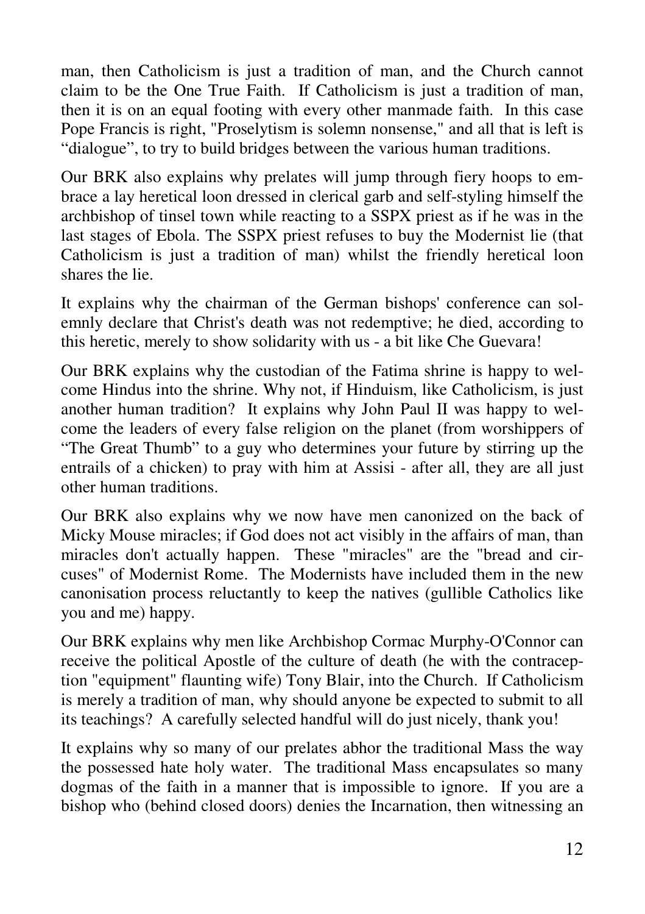man, then Catholicism is just a tradition of man, and the Church cannot claim to be the One True Faith. If Catholicism is just a tradition of man, then it is on an equal footing with every other manmade faith. In this case Pope Francis is right, "Proselytism is solemn nonsense," and all that is left is “dialogue”, to try to build bridges between the various human traditions.

Our BRK also explains why prelates will jump through fiery hoops to embrace a lay heretical loon dressed in clerical garb and self-styling himself the archbishop of tinsel town while reacting to a SSPX priest as if he was in the last stages of Ebola. The SSPX priest refuses to buy the Modernist lie (that Catholicism is just a tradition of man) whilst the friendly heretical loon shares the lie.

It explains why the chairman of the German bishops' conference can solemnly declare that Christ's death was not redemptive; he died, according to this heretic, merely to show solidarity with us - a bit like Che Guevara!

Our BRK explains why the custodian of the Fatima shrine is happy to welcome Hindus into the shrine. Why not, if Hinduism, like Catholicism, is just another human tradition? It explains why John Paul II was happy to welcome the leaders of every false religion on the planet (from worshippers of “The Great Thumb” to a guy who determines your future by stirring up the entrails of a chicken) to pray with him at Assisi - after all, they are all just other human traditions.

Our BRK also explains why we now have men canonized on the back of Micky Mouse miracles; if God does not act visibly in the affairs of man, than miracles don't actually happen. These "miracles" are the "bread and circuses" of Modernist Rome. The Modernists have included them in the new canonisation process reluctantly to keep the natives (gullible Catholics like you and me) happy.

Our BRK explains why men like Archbishop Cormac Murphy-O'Connor can receive the political Apostle of the culture of death (he with the contraception "equipment" flaunting wife) Tony Blair, into the Church. If Catholicism is merely a tradition of man, why should anyone be expected to submit to all its teachings? A carefully selected handful will do just nicely, thank you!

It explains why so many of our prelates abhor the traditional Mass the way the possessed hate holy water. The traditional Mass encapsulates so many dogmas of the faith in a manner that is impossible to ignore. If you are a bishop who (behind closed doors) denies the Incarnation, then witnessing an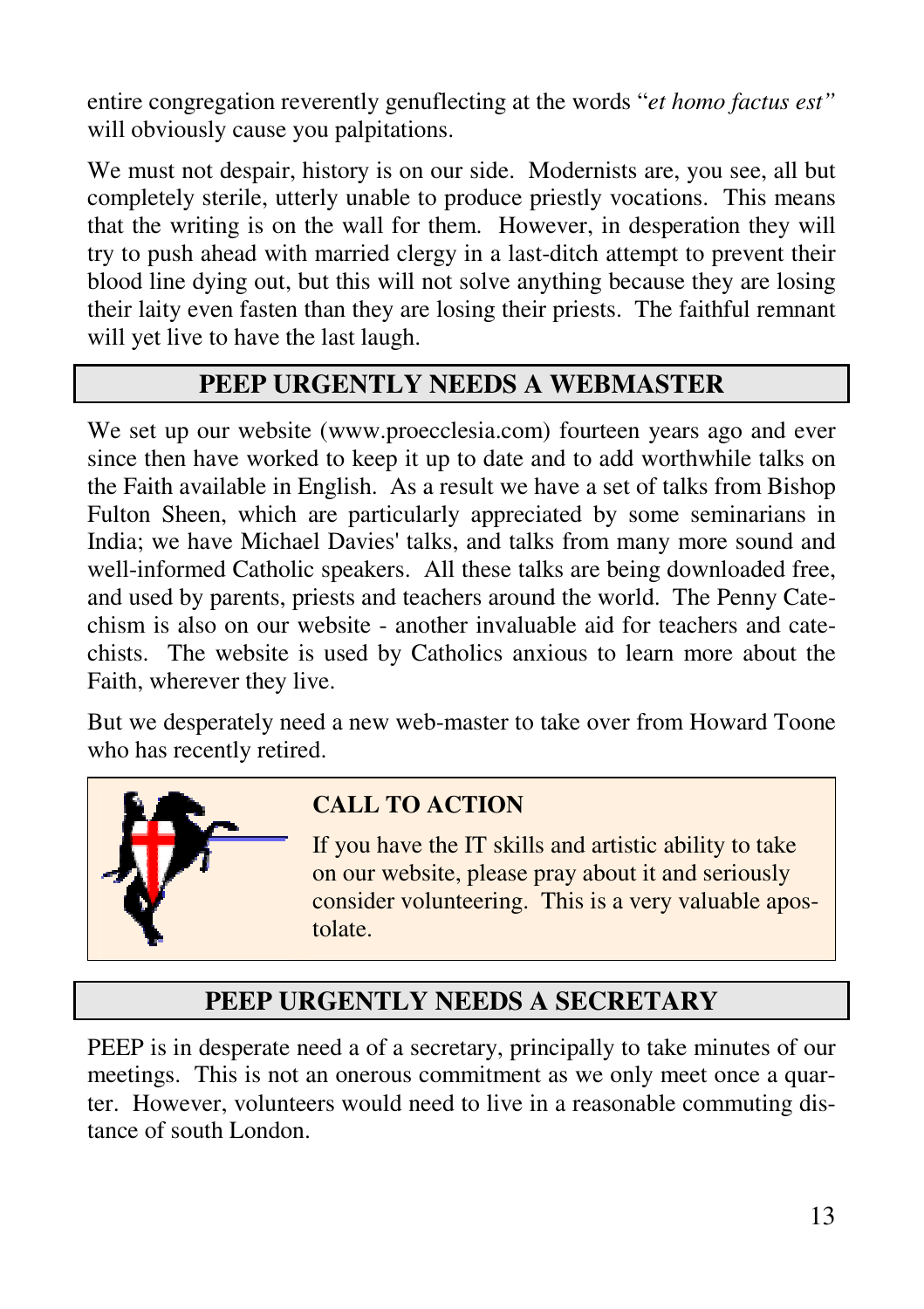entire congregation reverently genuflecting at the words "*et homo factus est"* will obviously cause you palpitations.

We must not despair, history is on our side. Modernists are, you see, all but completely sterile, utterly unable to produce priestly vocations. This means that the writing is on the wall for them. However, in desperation they will try to push ahead with married clergy in a last-ditch attempt to prevent their blood line dying out, but this will not solve anything because they are losing their laity even fasten than they are losing their priests. The faithful remnant will yet live to have the last laugh.

## PEEP URGENTLY NEEDS A WEBMASTER

We set up our website (www.proecclesia.com) fourteen years ago and ever since then have worked to keep it up to date and to add worthwhile talks on the Faith available in English. As a result we have a set of talks from Bishop Fulton Sheen, which are particularly appreciated by some seminarians in India; we have Michael Davies' talks, and talks from many more sound and well-informed Catholic speakers. All these talks are being downloaded free, and used by parents, priests and teachers around the world. The Penny Catechism is also on our website - another invaluable aid for teachers and catechists. The website is used by Catholics anxious to learn more about the Faith, wherever they live.

But we desperately need a new web-master to take over from Howard Toone who has recently retired.

**CALL TO ACTION**

If you have the IT skills and artistic ability to take on our website, please pray about it and seriously consider volunteering. This is a very valuable apostolate.

## PEEP URGENTLY NEEDS A SECRETARY

PEEP is in desperate need a of a secretary, principally to take minutes of our meetings. This is not an onerous commitment as we only meet once a quarter. However, volunteers would need to live in a reasonable commuting distance of south London.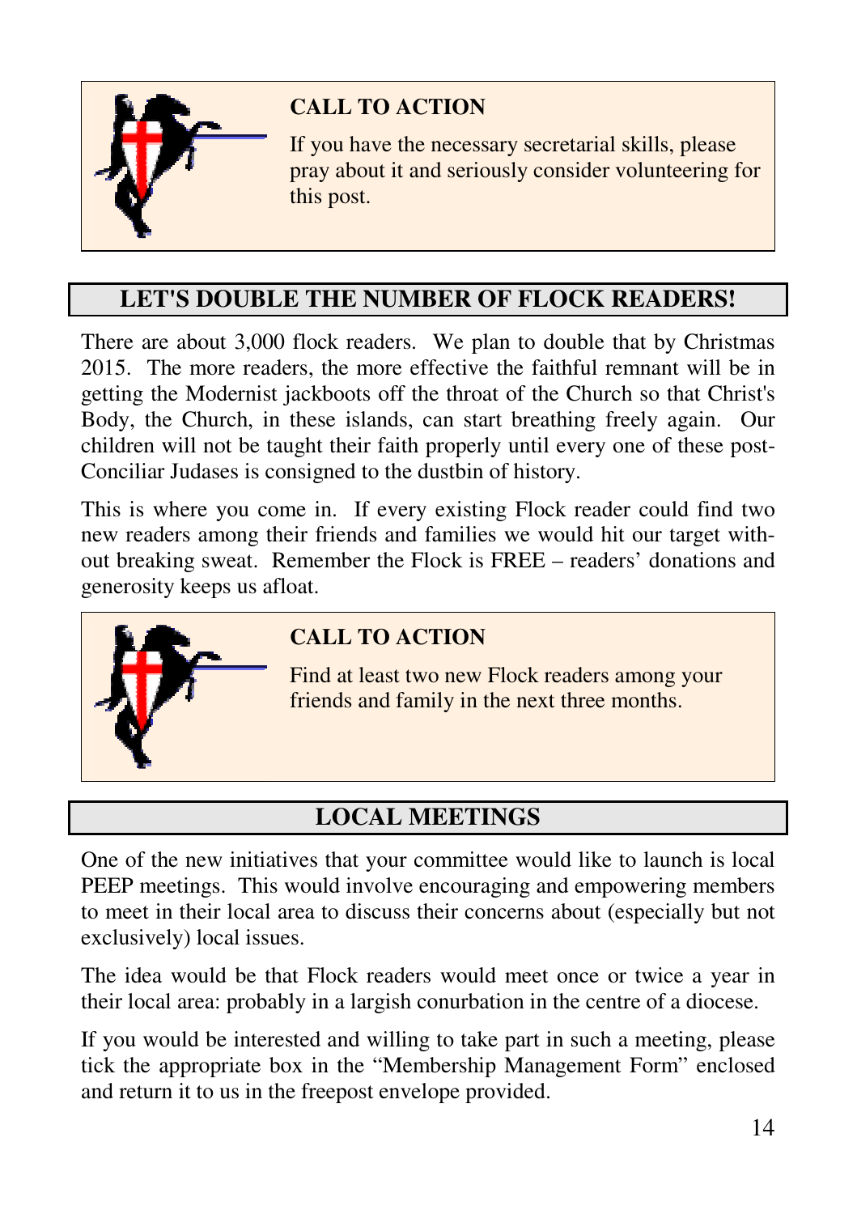**CALL TO ACTION**

If you have the necessary secretarial skills, please pray about it and seriously consider volunteering for this post.

## LET'S DOUBLE THE NUMBER OF FLOCK READERS!

There are about 3,000 flock readers. We plan to double that by Christmas 2015. The more readers, the more effective the faithful remnant will be in getting the Modernist jackboots off the throat of the Church so that Christ's Body, the Church, in these islands, can start breathing freely again. Our children will not be taught their faith properly until every one of these post-Conciliar Judases is consigned to the dustbin of history.

This is where you come in. If every existing Flock reader could find two new readers among their friends and families we would hit our target without breaking sweat. Remember the Flock is FREE – readers' donations and generosity keeps us afloat.

**CALL TO ACTION**

Find at least two new Flock readers among your friends and family in the next three months.

## LOCAL MEETINGS

One of the new initiatives that your committee would like to launch is local PEEP meetings. This would involve encouraging and empowering members to meet in their local area to discuss their concerns about (especially but not exclusively) local issues.

The idea would be that Flock readers would meet once or twice a year in their local area: probably in a largish conurbation in the centre of a diocese.

If you would be interested and willing to take part in such a meeting, please tick the appropriate box in the "Membership Management Form" enclosed and return it to us in the freepost envelope provided.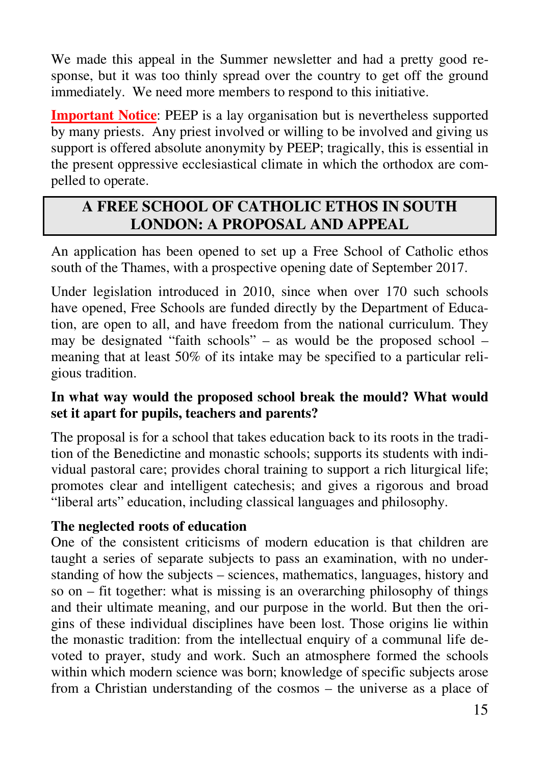We made this appeal in the Summer newsletter and had a pretty good response, but it was too thinly spread over the country to get off the ground immediately. We need more members to respond to this initiative.

**Important Notice**: PEEP is a lay organisation but is nevertheless supported by many priests. Any priest involved or willing to be involved and giving us support is offered absolute anonymity by PEEP; tragically, this is essential in the present oppressive ecclesiastical climate in which the orthodox are compelled to operate.

## A FREE SCHOOL OF CATHOLIC ETHOS IN SOUTH LONDON: A PROPOSAL AND APPEAL

An application has been opened to set up a Free School of Catholic ethos south of the Thames, with a prospective opening date of September 2017.

Under legislation introduced in 2010, since when over 170 such schools have opened, Free Schools are funded directly by the Department of Education, are open to all, and have freedom from the national curriculum. They may be designated "faith schools" – as would be the proposed school – meaning that at least 50% of its intake may be specified to a particular religious tradition.

**In what way would the proposed school break the mould? What would set it apart for pupils, teachers and parents?**

The proposal is for a school that takes education back to its roots in the tradition of the Benedictine and monastic schools; supports its students with individual pastoral care; provides choral training to support a rich liturgical life; promotes clear and intelligent catechesis; and gives a rigorous and broad "liberal arts" education, including classical languages and philosophy.

**The neglected roots of education**

One of the consistent criticisms of modern education is that children are taught a series of separate subjects to pass an examination, with no understanding of how the subjects – sciences, mathematics, languages, history and so on – fit together: what is missing is an overarching philosophy of things and their ultimate meaning, and our purpose in the world. But then the origins of these individual disciplines have been lost. Those origins lie within the monastic tradition: from the intellectual enquiry of a communal life devoted to prayer, study and work. Such an atmosphere formed the schools within which modern science was born; knowledge of specific subjects arose from a Christian understanding of the cosmos – the universe as a place of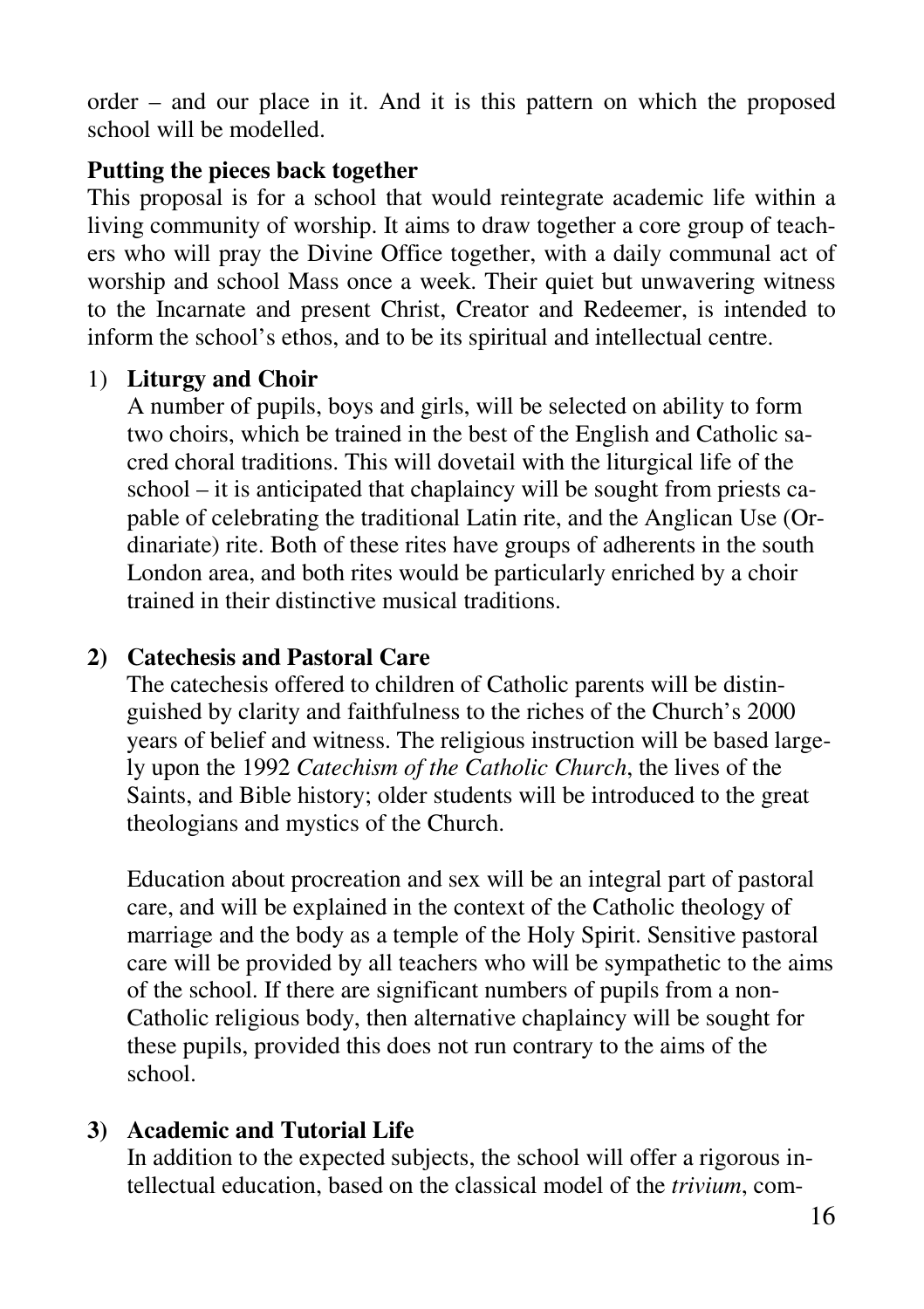order – and our place in it. And it is this pattern on which the proposed school will be modelled.

**Putting the pieces back together**

This proposal is for a school that would reintegrate academic life within a living community of worship. It aims to draw together a core group of teachers who will pray the Divine Office together, with a daily communal act of worship and school Mass once a week. Their quiet but unwavering witness to the Incarnate and present Christ, Creator and Redeemer, is intended to inform the school's ethos, and to be its spiritual and intellectual centre.

1) **Liturgy and Choir**

   A number of pupils, boys and girls, will be selected on ability to form two choirs, which be trained in the best of the English and Catholic sacred choral traditions. This will dovetail with the liturgical life of the school – it is anticipated that chaplaincy will be sought from priests capable of celebrating the traditional Latin rite, and the Anglican Use (Ordinariate) rite. Both of these rites have groups of adherents in the south London area, and both rites would be particularly enriched by a choir trained in their distinctive musical traditions.

2) **Catechesis and Pastoral Care**

   The catechesis offered to children of Catholic parents will be distinguished by clarity and faithfulness to the riches of the Church's 2000 years of belief and witness. The religious instruction will be based largely upon the 1992 *Catechism of the Catholic Church*, the lives of the Saints, and Bible history; older students will be introduced to the great theologians and mystics of the Church.

   Education about procreation and sex will be an integral part of pastoral care, and will be explained in the context of the Catholic theology of marriage and the body as a temple of the Holy Spirit. Sensitive pastoral care will be provided by all teachers who will be sympathetic to the aims of the school. If there are significant numbers of pupils from a non-Catholic religious body, then alternative chaplaincy will be sought for these pupils, provided this does not run contrary to the aims of the school.

3) **Academic and Tutorial Life**

   In addition to the expected subjects, the school will offer a rigorous intellectual education, based on the classical model of the *trivium*, com-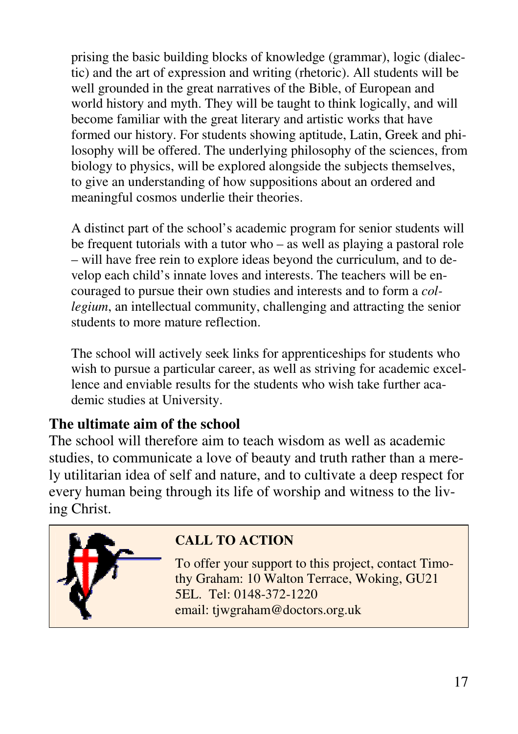prising the basic building blocks of knowledge (grammar), logic (dialectic) and the art of expression and writing (rhetoric). All students will be well grounded in the great narratives of the Bible, of European and world history and myth. They will be taught to think logically, and will become familiar with the great literary and artistic works that have formed our history. For students showing aptitude, Latin, Greek and philosophy will be offered. The underlying philosophy of the sciences, from biology to physics, will be explored alongside the subjects themselves, to give an understanding of how suppositions about an ordered and meaningful cosmos underlie their theories.

A distinct part of the school's academic program for senior students will be frequent tutorials with a tutor who – as well as playing a pastoral role – will have free rein to explore ideas beyond the curriculum, and to develop each child's innate loves and interests. The teachers will be encouraged to pursue their own studies and interests and to form a *collegium*, an intellectual community, challenging and attracting the senior students to more mature reflection.

The school will actively seek links for apprenticeships for students who wish to pursue a particular career, as well as striving for academic excellence and enviable results for the students who wish take further academic studies at University.

**The ultimate aim of the school**

The school will therefore aim to teach wisdom as well as academic studies, to communicate a love of beauty and truth rather than a merely utilitarian idea of self and nature, and to cultivate a deep respect for every human being through its life of worship and witness to the living Christ.

**CALL TO ACTION**

To offer your support to this project, contact Timothy Graham: 10 Walton Terrace, Woking, GU21 5EL. Tel: 0148-372-1220
email: tjwgraham@doctors.org.uk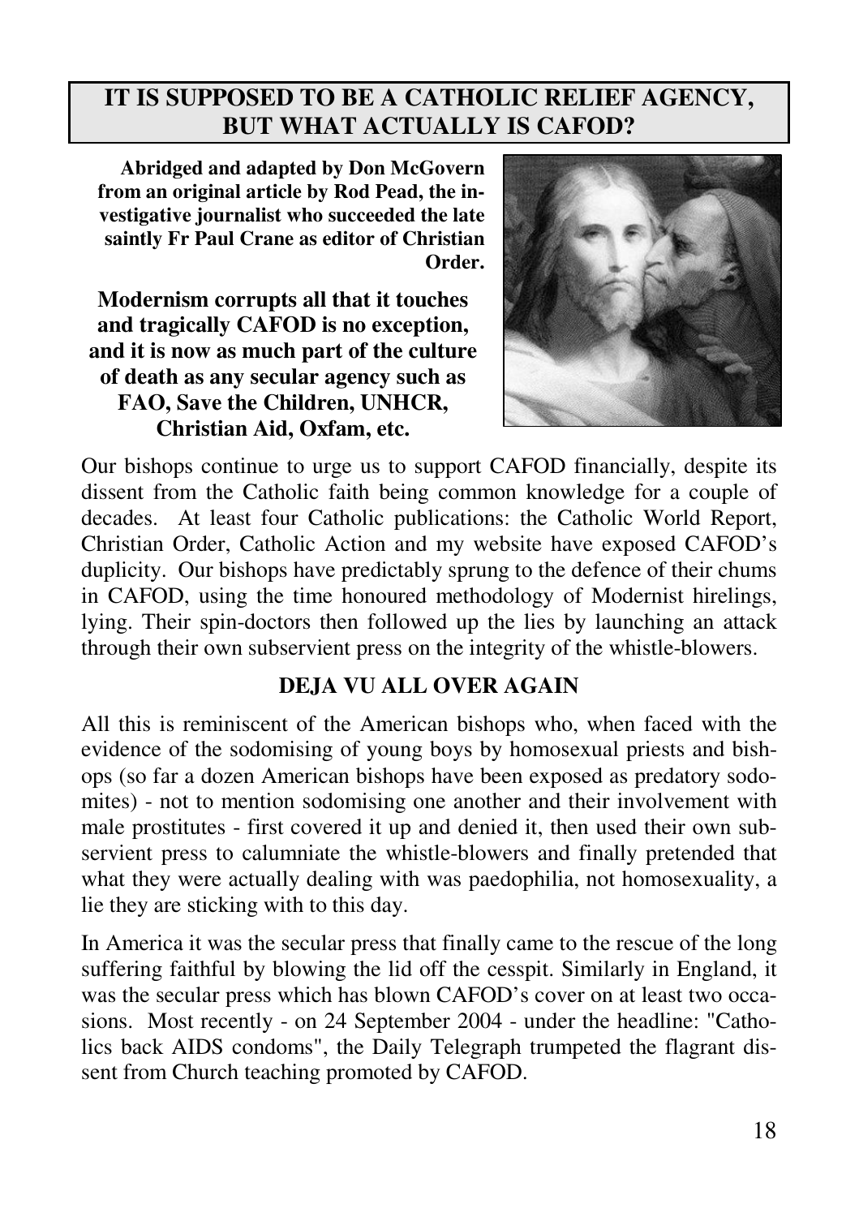## IT IS SUPPOSED TO BE A CATHOLIC RELIEF AGENCY, BUT WHAT ACTUALLY IS CAFOD?

**Abridged and adapted by Don McGovern from an original article by Rod Pead, the investigative journalist who succeeded the late saintly Fr Paul Crane as editor of Christian Order.**

**Modernism corrupts all that it touches and tragically CAFOD is no exception, and it is now as much part of the culture of death as any secular agency such as FAO, Save the Children, UNHCR, Christian Aid, Oxfam, etc.**

Our bishops continue to urge us to support CAFOD financially, despite its dissent from the Catholic faith being common knowledge for a couple of decades. At least four Catholic publications: the Catholic World Report, Christian Order, Catholic Action and my website have exposed CAFOD's duplicity. Our bishops have predictably sprung to the defence of their chums in CAFOD, using the time honoured methodology of Modernist hirelings, lying. Their spin-doctors then followed up the lies by launching an attack through their own subservient press on the integrity of the whistle-blowers.

### DEJA VU ALL OVER AGAIN

All this is reminiscent of the American bishops who, when faced with the evidence of the sodomising of young boys by homosexual priests and bishops (so far a dozen American bishops have been exposed as predatory sodomites) - not to mention sodomising one another and their involvement with male prostitutes - first covered it up and denied it, then used their own subservient press to calumniate the whistle-blowers and finally pretended that what they were actually dealing with was paedophilia, not homosexuality, a lie they are sticking with to this day.

In America it was the secular press that finally came to the rescue of the long suffering faithful by blowing the lid off the cesspit. Similarly in England, it was the secular press which has blown CAFOD's cover on at least two occasions. Most recently - on 24 September 2004 - under the headline: "Catholics back AIDS condoms", the Daily Telegraph trumpeted the flagrant dissent from Church teaching promoted by CAFOD.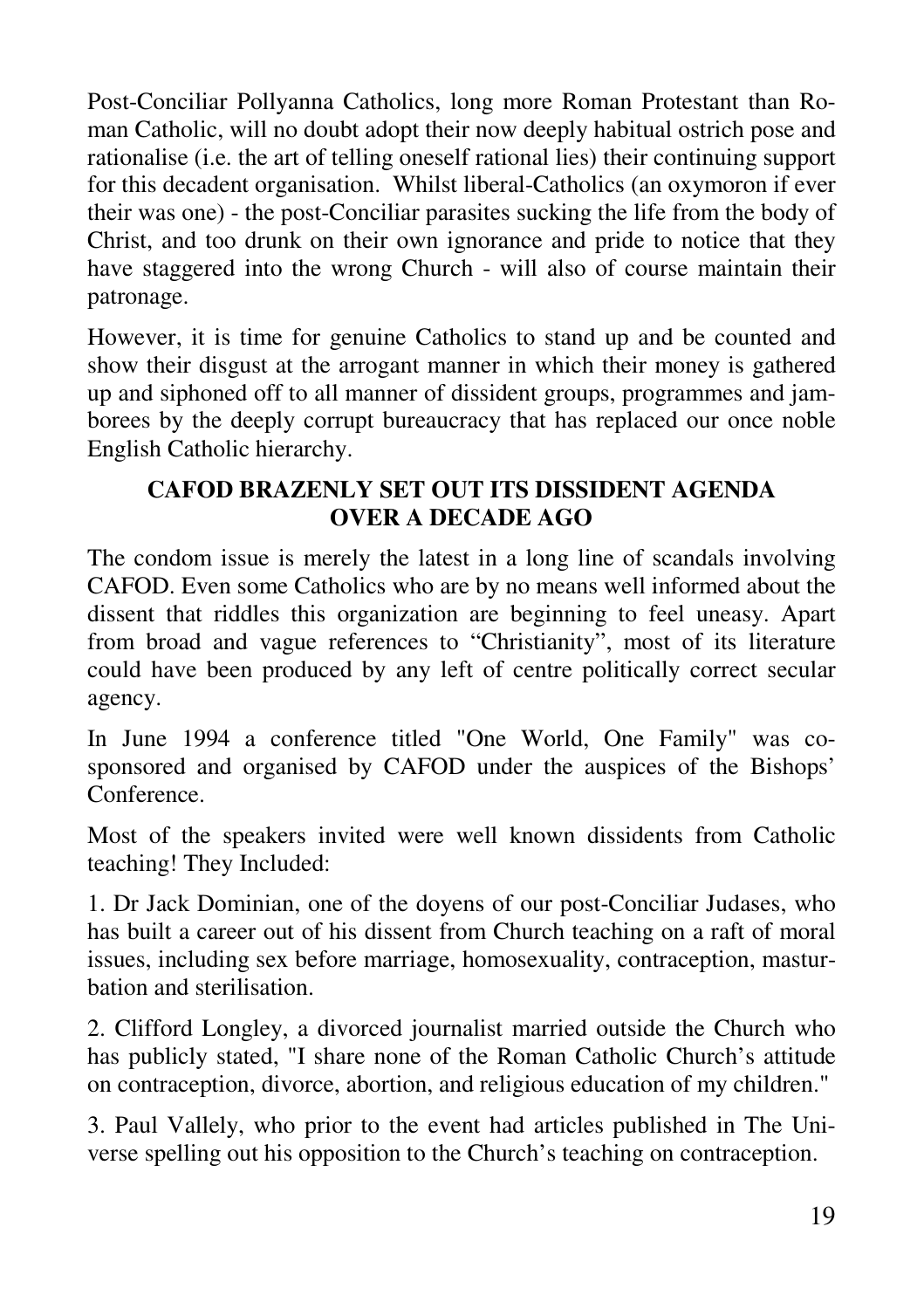Post-Conciliar Pollyanna Catholics, long more Roman Protestant than Roman Catholic, will no doubt adopt their now deeply habitual ostrich pose and rationalise (i.e. the art of telling oneself rational lies) their continuing support for this decadent organisation. Whilst liberal-Catholics (an oxymoron if ever their was one) - the post-Conciliar parasites sucking the life from the body of Christ, and too drunk on their own ignorance and pride to notice that they have staggered into the wrong Church - will also of course maintain their patronage.

However, it is time for genuine Catholics to stand up and be counted and show their disgust at the arrogant manner in which their money is gathered up and siphoned off to all manner of dissident groups, programmes and jamborees by the deeply corrupt bureaucracy that has replaced our once noble English Catholic hierarchy.

## CAFOD BRAZENLY SET OUT ITS DISSIDENT AGENDA OVER A DECADE AGO

The condom issue is merely the latest in a long line of scandals involving CAFOD. Even some Catholics who are by no means well informed about the dissent that riddles this organization are beginning to feel uneasy. Apart from broad and vague references to "Christianity", most of its literature could have been produced by any left of centre politically correct secular agency.

In June 1994 a conference titled "One World, One Family" was co-sponsored and organised by CAFOD under the auspices of the Bishops' Conference.

Most of the speakers invited were well known dissidents from Catholic teaching! They Included:

1. Dr Jack Dominian, one of the doyens of our post-Conciliar Judases, who has built a career out of his dissent from Church teaching on a raft of moral issues, including sex before marriage, homosexuality, contraception, masturbation and sterilisation.

2. Clifford Longley, a divorced journalist married outside the Church who has publicly stated, "I share none of the Roman Catholic Church's attitude on contraception, divorce, abortion, and religious education of my children."

3. Paul Vallely, who prior to the event had articles published in The Universe spelling out his opposition to the Church's teaching on contraception.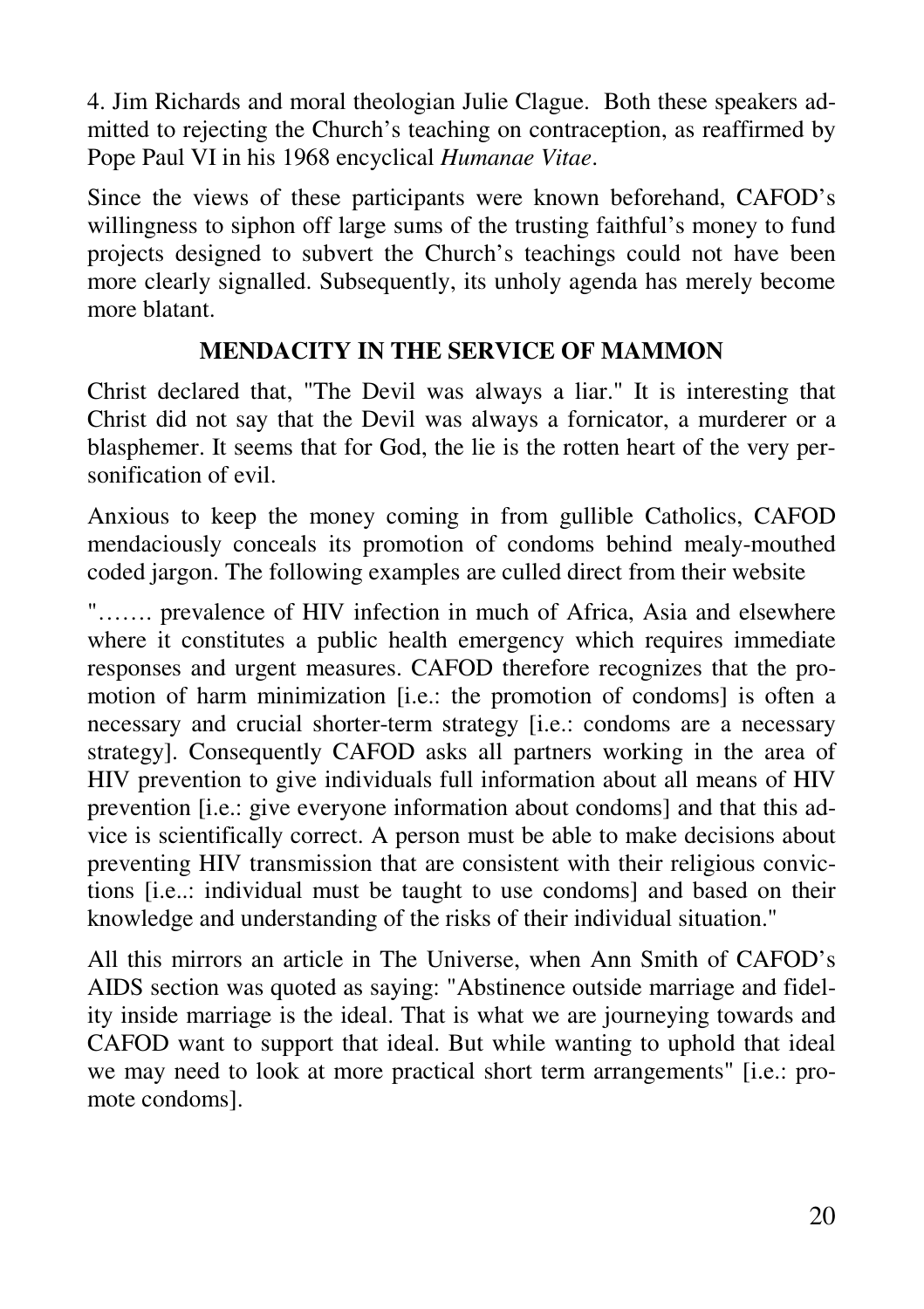4. Jim Richards and moral theologian Julie Clague. Both these speakers admitted to rejecting the Church's teaching on contraception, as reaffirmed by Pope Paul VI in his 1968 encyclical *Humanae Vitae*.

Since the views of these participants were known beforehand, CAFOD's willingness to siphon off large sums of the trusting faithful's money to fund projects designed to subvert the Church's teachings could not have been more clearly signalled. Subsequently, its unholy agenda has merely become more blatant.

**MENDACITY IN THE SERVICE OF MAMMON**

Christ declared that, "The Devil was always a liar." It is interesting that Christ did not say that the Devil was always a fornicator, a murderer or a blasphemer. It seems that for God, the lie is the rotten heart of the very personification of evil.

Anxious to keep the money coming in from gullible Catholics, CAFOD mendaciously conceals its promotion of condoms behind mealy-mouthed coded jargon. The following examples are culled direct from their website

"……. prevalence of HIV infection in much of Africa, Asia and elsewhere where it constitutes a public health emergency which requires immediate responses and urgent measures. CAFOD therefore recognizes that the promotion of harm minimization [i.e.: the promotion of condoms] is often a necessary and crucial shorter-term strategy [i.e.: condoms are a necessary strategy]. Consequently CAFOD asks all partners working in the area of HIV prevention to give individuals full information about all means of HIV prevention [i.e.: give everyone information about condoms] and that this advice is scientifically correct. A person must be able to make decisions about preventing HIV transmission that are consistent with their religious convictions [i.e..: individual must be taught to use condoms] and based on their knowledge and understanding of the risks of their individual situation."

All this mirrors an article in The Universe, when Ann Smith of CAFOD's AIDS section was quoted as saying: "Abstinence outside marriage and fidelity inside marriage is the ideal. That is what we are journeying towards and CAFOD want to support that ideal. But while wanting to uphold that ideal we may need to look at more practical short term arrangements" [i.e.: promote condoms].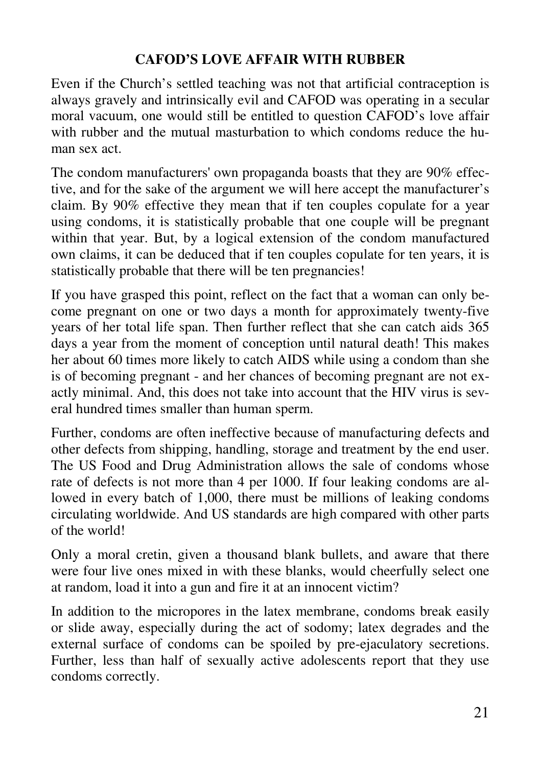## CAFOD'S LOVE AFFAIR WITH RUBBER

Even if the Church's settled teaching was not that artificial contraception is always gravely and intrinsically evil and CAFOD was operating in a secular moral vacuum, one would still be entitled to question CAFOD's love affair with rubber and the mutual masturbation to which condoms reduce the human sex act.

The condom manufacturers' own propaganda boasts that they are 90% effective, and for the sake of the argument we will here accept the manufacturer's claim. By 90% effective they mean that if ten couples copulate for a year using condoms, it is statistically probable that one couple will be pregnant within that year. But, by a logical extension of the condom manufactured own claims, it can be deduced that if ten couples copulate for ten years, it is statistically probable that there will be ten pregnancies!

If you have grasped this point, reflect on the fact that a woman can only become pregnant on one or two days a month for approximately twenty-five years of her total life span. Then further reflect that she can catch aids 365 days a year from the moment of conception until natural death! This makes her about 60 times more likely to catch AIDS while using a condom than she is of becoming pregnant - and her chances of becoming pregnant are not exactly minimal. And, this does not take into account that the HIV virus is several hundred times smaller than human sperm.

Further, condoms are often ineffective because of manufacturing defects and other defects from shipping, handling, storage and treatment by the end user. The US Food and Drug Administration allows the sale of condoms whose rate of defects is not more than 4 per 1000. If four leaking condoms are allowed in every batch of 1,000, there must be millions of leaking condoms circulating worldwide. And US standards are high compared with other parts of the world!

Only a moral cretin, given a thousand blank bullets, and aware that there were four live ones mixed in with these blanks, would cheerfully select one at random, load it into a gun and fire it at an innocent victim?

In addition to the micropores in the latex membrane, condoms break easily or slide away, especially during the act of sodomy; latex degrades and the external surface of condoms can be spoiled by pre-ejaculatory secretions. Further, less than half of sexually active adolescents report that they use condoms correctly.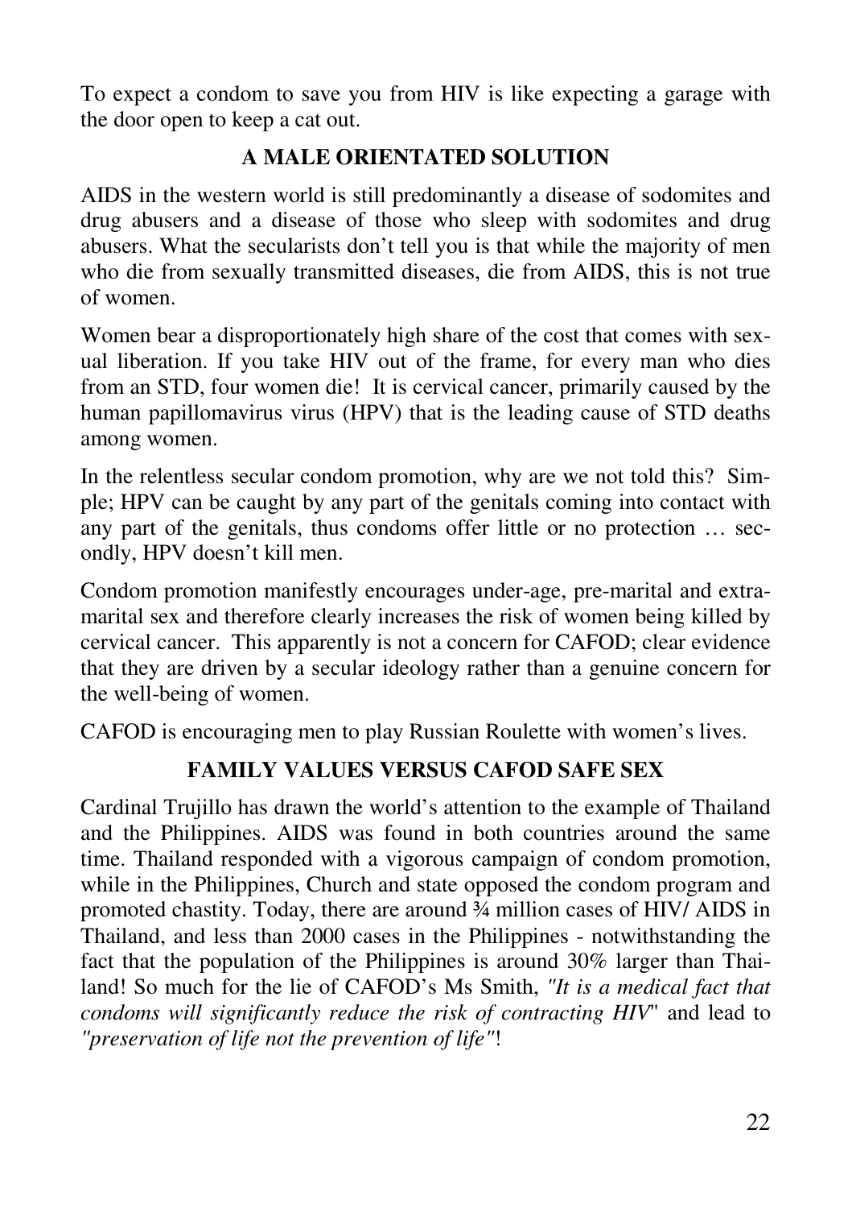To expect a condom to save you from HIV is like expecting a garage with the door open to keep a cat out.

## A MALE ORIENTATED SOLUTION

AIDS in the western world is still predominantly a disease of sodomites and drug abusers and a disease of those who sleep with sodomites and drug abusers. What the secularists don't tell you is that while the majority of men who die from sexually transmitted diseases, die from AIDS, this is not true of women.

Women bear a disproportionately high share of the cost that comes with sexual liberation. If you take HIV out of the frame, for every man who dies from an STD, four women die! It is cervical cancer, primarily caused by the human papillomavirus virus (HPV) that is the leading cause of STD deaths among women.

In the relentless secular condom promotion, why are we not told this? Simple; HPV can be caught by any part of the genitals coming into contact with any part of the genitals, thus condoms offer little or no protection … secondly, HPV doesn't kill men.

Condom promotion manifestly encourages under-age, pre-marital and extra-marital sex and therefore clearly increases the risk of women being killed by cervical cancer. This apparently is not a concern for CAFOD; clear evidence that they are driven by a secular ideology rather than a genuine concern for the well-being of women.

CAFOD is encouraging men to play Russian Roulette with women's lives.

## FAMILY VALUES VERSUS CAFOD SAFE SEX

Cardinal Trujillo has drawn the world's attention to the example of Thailand and the Philippines. AIDS was found in both countries around the same time. Thailand responded with a vigorous campaign of condom promotion, while in the Philippines, Church and state opposed the condom program and promoted chastity. Today, there are around ¾ million cases of HIV/ AIDS in Thailand, and less than 2000 cases in the Philippines - notwithstanding the fact that the population of the Philippines is around 30% larger than Thailand! So much for the lie of CAFOD's Ms Smith, *"It is a medical fact that condoms will significantly reduce the risk of contracting HIV"* and lead to *"preservation of life not the prevention of life"*!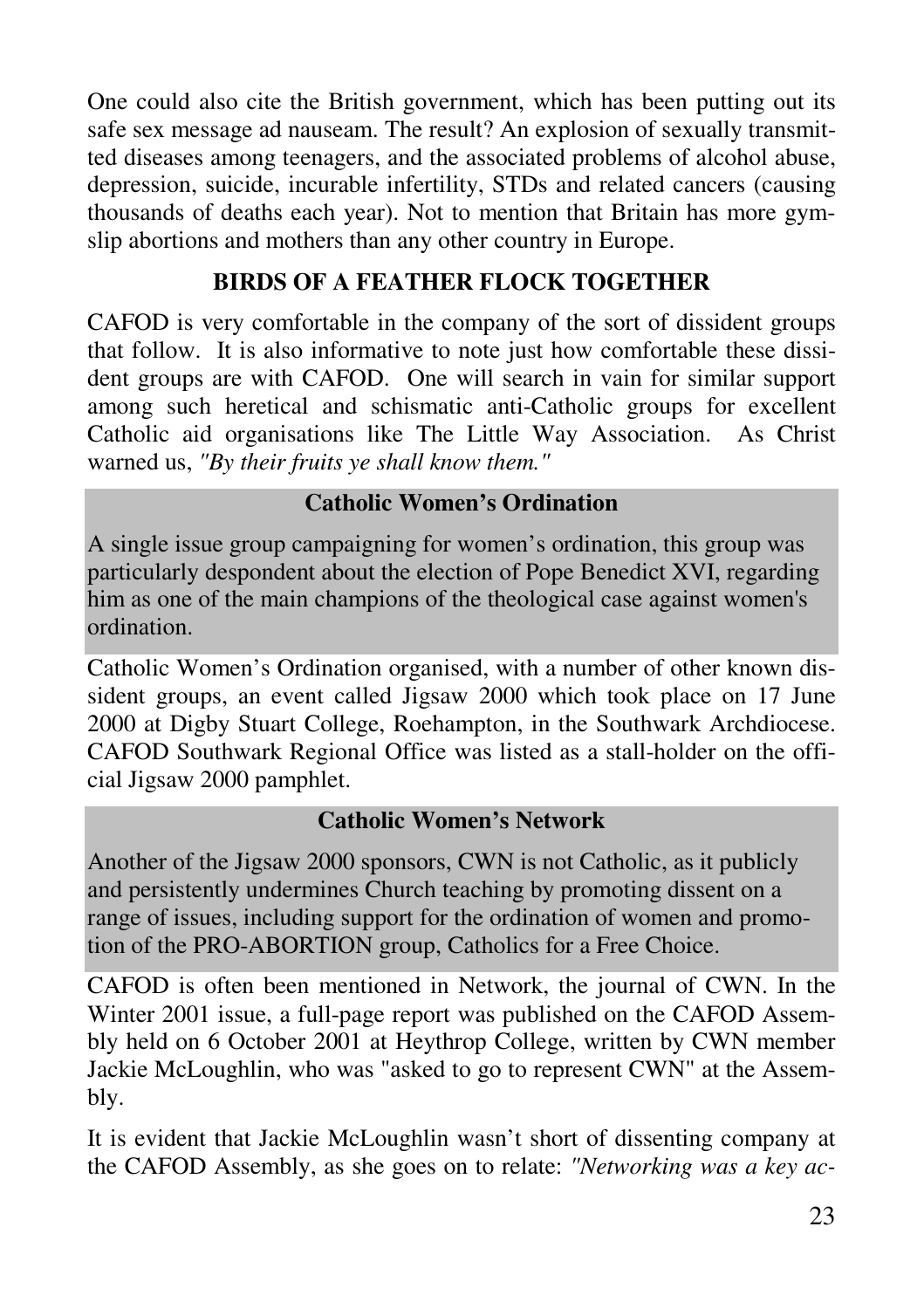One could also cite the British government, which has been putting out its safe sex message ad nauseam. The result? An explosion of sexually transmitted diseases among teenagers, and the associated problems of alcohol abuse, depression, suicide, incurable infertility, STDs and related cancers (causing thousands of deaths each year). Not to mention that Britain has more gymslip abortions and mothers than any other country in Europe.

## BIRDS OF A FEATHER FLOCK TOGETHER

CAFOD is very comfortable in the company of the sort of dissident groups that follow. It is also informative to note just how comfortable these dissident groups are with CAFOD. One will search in vain for similar support among such heretical and schismatic anti-Catholic groups for excellent Catholic aid organisations like The Little Way Association. As Christ warned us, *"By their fruits ye shall know them."*

### Catholic Women's Ordination

A single issue group campaigning for women's ordination, this group was particularly despondent about the election of Pope Benedict XVI, regarding him as one of the main champions of the theological case against women's ordination.

Catholic Women's Ordination organised, with a number of other known dissident groups, an event called Jigsaw 2000 which took place on 17 June 2000 at Digby Stuart College, Roehampton, in the Southwark Archdiocese. CAFOD Southwark Regional Office was listed as a stall-holder on the official Jigsaw 2000 pamphlet.

### Catholic Women's Network

Another of the Jigsaw 2000 sponsors, CWN is not Catholic, as it publicly and persistently undermines Church teaching by promoting dissent on a range of issues, including support for the ordination of women and promotion of the PRO-ABORTION group, Catholics for a Free Choice.

CAFOD is often been mentioned in Network, the journal of CWN. In the Winter 2001 issue, a full-page report was published on the CAFOD Assembly held on 6 October 2001 at Heythrop College, written by CWN member Jackie McLoughlin, who was "asked to go to represent CWN" at the Assembly.

It is evident that Jackie McLoughlin wasn't short of dissenting company at the CAFOD Assembly, as she goes on to relate: *"Networking was a key ac-*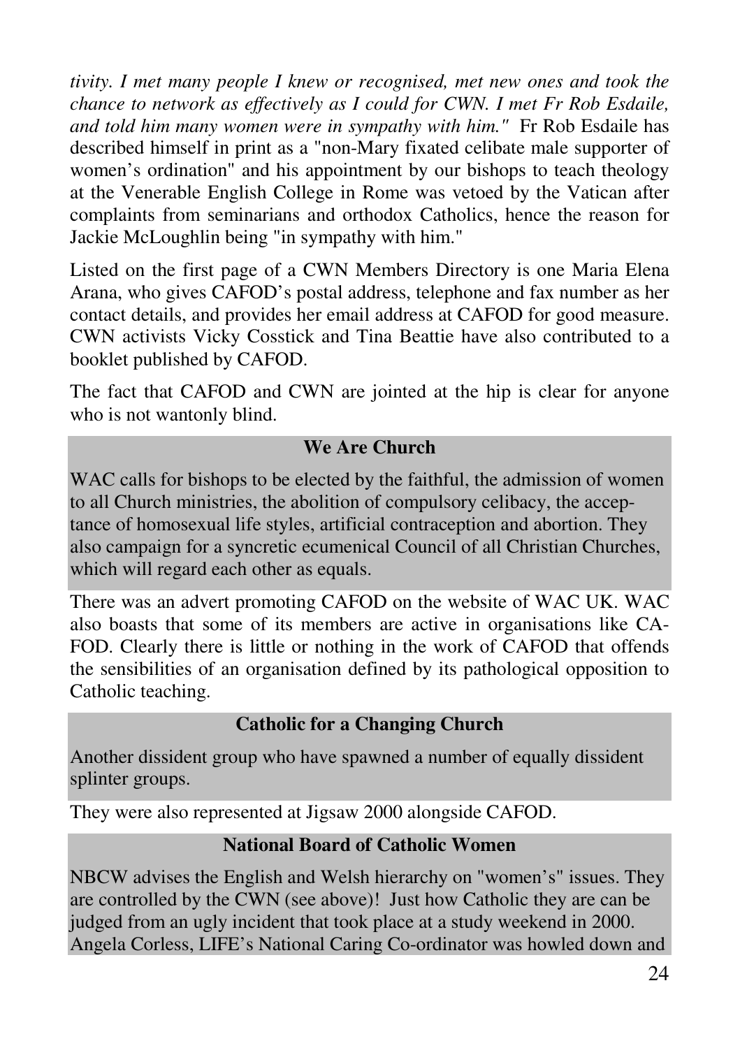*tivity. I met many people I knew or recognised, met new ones and took the chance to network as effectively as I could for CWN. I met Fr Rob Esdaile, and told him many women were in sympathy with him."* Fr Rob Esdaile has described himself in print as a "non-Mary fixated celibate male supporter of women's ordination" and his appointment by our bishops to teach theology at the Venerable English College in Rome was vetoed by the Vatican after complaints from seminarians and orthodox Catholics, hence the reason for Jackie McLoughlin being "in sympathy with him."

Listed on the first page of a CWN Members Directory is one Maria Elena Arana, who gives CAFOD's postal address, telephone and fax number as her contact details, and provides her email address at CAFOD for good measure. CWN activists Vicky Cosstick and Tina Beattie have also contributed to a booklet published by CAFOD.

The fact that CAFOD and CWN are jointed at the hip is clear for anyone who is not wantonly blind.

### We Are Church

WAC calls for bishops to be elected by the faithful, the admission of women to all Church ministries, the abolition of compulsory celibacy, the acceptance of homosexual life styles, artificial contraception and abortion. They also campaign for a syncretic ecumenical Council of all Christian Churches, which will regard each other as equals.

There was an advert promoting CAFOD on the website of WAC UK. WAC also boasts that some of its members are active in organisations like CAFOD. Clearly there is little or nothing in the work of CAFOD that offends the sensibilities of an organisation defined by its pathological opposition to Catholic teaching.

### Catholic for a Changing Church

Another dissident group who have spawned a number of equally dissident splinter groups.

They were also represented at Jigsaw 2000 alongside CAFOD.

### National Board of Catholic Women

NBCW advises the English and Welsh hierarchy on "women's" issues. They are controlled by the CWN (see above)! Just how Catholic they are can be judged from an ugly incident that took place at a study weekend in 2000. Angela Corless, LIFE's National Caring Co-ordinator was howled down and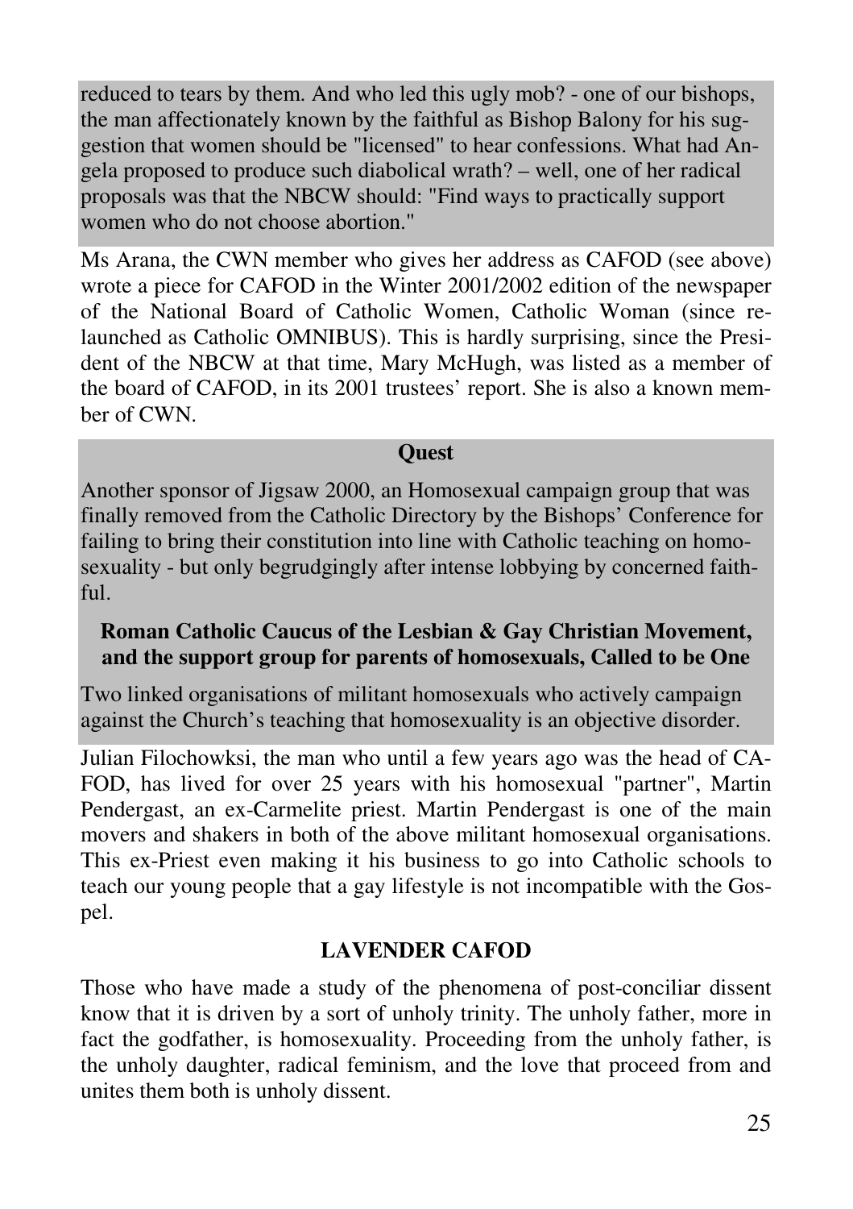reduced to tears by them. And who led this ugly mob? - one of our bishops, the man affectionately known by the faithful as Bishop Balony for his suggestion that women should be "licensed" to hear confessions. What had Angela proposed to produce such diabolical wrath? – well, one of her radical proposals was that the NBCW should: "Find ways to practically support women who do not choose abortion."

Ms Arana, the CWN member who gives her address as CAFOD (see above) wrote a piece for CAFOD in the Winter 2001/2002 edition of the newspaper of the National Board of Catholic Women, Catholic Woman (since relaunched as Catholic OMNIBUS). This is hardly surprising, since the President of the NBCW at that time, Mary McHugh, was listed as a member of the board of CAFOD, in its 2001 trustees' report. She is also a known member of CWN.

**Quest**

Another sponsor of Jigsaw 2000, an Homosexual campaign group that was finally removed from the Catholic Directory by the Bishops' Conference for failing to bring their constitution into line with Catholic teaching on homosexuality - but only begrudgingly after intense lobbying by concerned faithful.

**Roman Catholic Caucus of the Lesbian & Gay Christian Movement, and the support group for parents of homosexuals, Called to be One**

Two linked organisations of militant homosexuals who actively campaign against the Church's teaching that homosexuality is an objective disorder.

Julian Filochowksi, the man who until a few years ago was the head of CAFOD, has lived for over 25 years with his homosexual "partner", Martin Pendergast, an ex-Carmelite priest. Martin Pendergast is one of the main movers and shakers in both of the above militant homosexual organisations. This ex-Priest even making it his business to go into Catholic schools to teach our young people that a gay lifestyle is not incompatible with the Gospel.

## LAVENDER CAFOD

Those who have made a study of the phenomena of post-conciliar dissent know that it is driven by a sort of unholy trinity. The unholy father, more in fact the godfather, is homosexuality. Proceeding from the unholy father, is the unholy daughter, radical feminism, and the love that proceed from and unites them both is unholy dissent.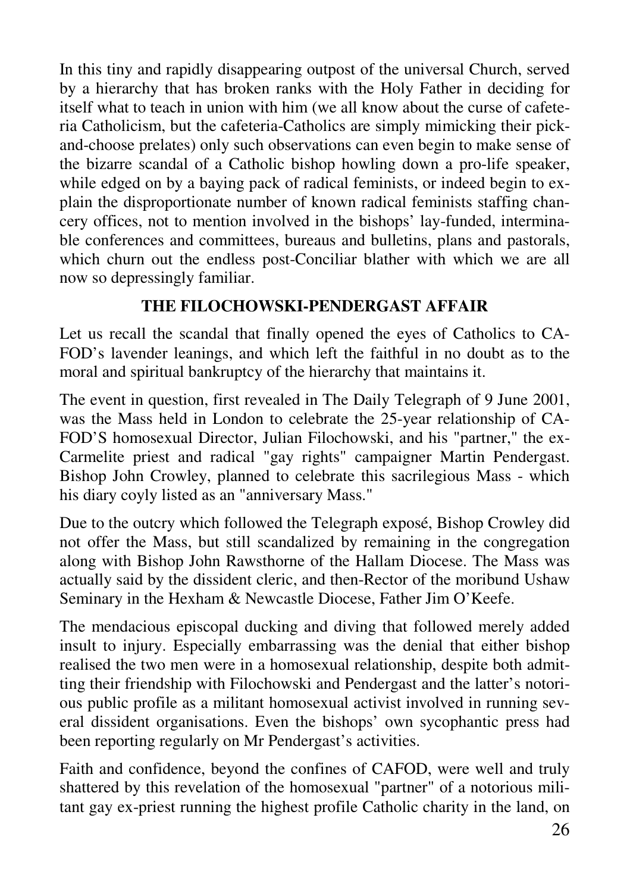In this tiny and rapidly disappearing outpost of the universal Church, served by a hierarchy that has broken ranks with the Holy Father in deciding for itself what to teach in union with him (we all know about the curse of cafeteria Catholicism, but the cafeteria-Catholics are simply mimicking their pick-and-choose prelates) only such observations can even begin to make sense of the bizarre scandal of a Catholic bishop howling down a pro-life speaker, while edged on by a baying pack of radical feminists, or indeed begin to explain the disproportionate number of known radical feminists staffing chancery offices, not to mention involved in the bishops' lay-funded, interminable conferences and committees, bureaus and bulletins, plans and pastorals, which churn out the endless post-Conciliar blather with which we are all now so depressingly familiar.

## THE FILOCHOWSKI-PENDERGAST AFFAIR

Let us recall the scandal that finally opened the eyes of Catholics to CAFOD's lavender leanings, and which left the faithful in no doubt as to the moral and spiritual bankruptcy of the hierarchy that maintains it.

The event in question, first revealed in The Daily Telegraph of 9 June 2001, was the Mass held in London to celebrate the 25-year relationship of CAFOD'S homosexual Director, Julian Filochowski, and his "partner," the ex-Carmelite priest and radical "gay rights" campaigner Martin Pendergast. Bishop John Crowley, planned to celebrate this sacrilegious Mass - which his diary coyly listed as an "anniversary Mass."

Due to the outcry which followed the Telegraph exposé, Bishop Crowley did not offer the Mass, but still scandalized by remaining in the congregation along with Bishop John Rawsthorne of the Hallam Diocese. The Mass was actually said by the dissident cleric, and then-Rector of the moribund Ushaw Seminary in the Hexham & Newcastle Diocese, Father Jim O'Keefe.

The mendacious episcopal ducking and diving that followed merely added insult to injury. Especially embarrassing was the denial that either bishop realised the two men were in a homosexual relationship, despite both admitting their friendship with Filochowski and Pendergast and the latter's notorious public profile as a militant homosexual activist involved in running several dissident organisations. Even the bishops' own sycophantic press had been reporting regularly on Mr Pendergast's activities.

Faith and confidence, beyond the confines of CAFOD, were well and truly shattered by this revelation of the homosexual "partner" of a notorious militant gay ex-priest running the highest profile Catholic charity in the land, on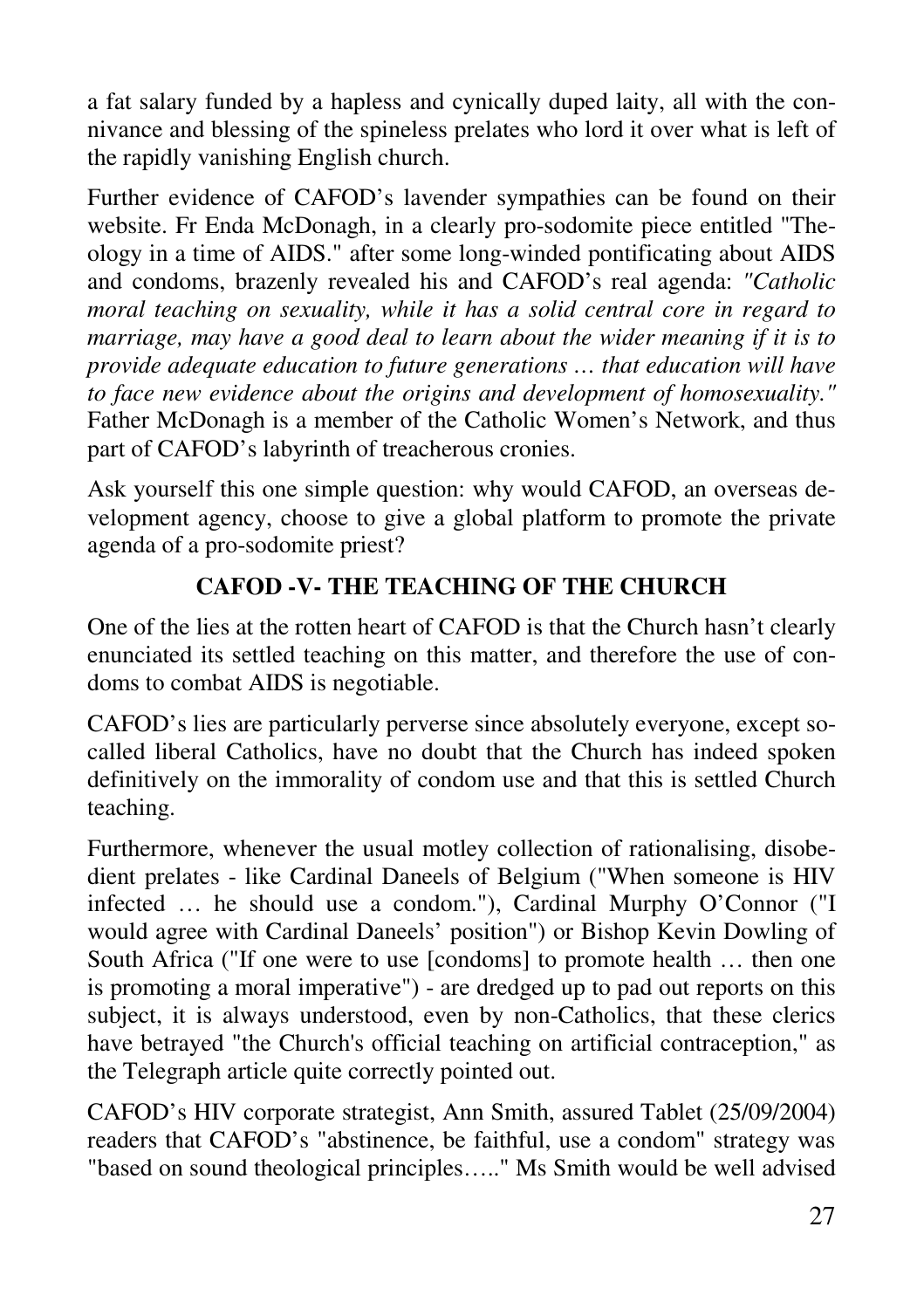a fat salary funded by a hapless and cynically duped laity, all with the connivance and blessing of the spineless prelates who lord it over what is left of the rapidly vanishing English church.

Further evidence of CAFOD's lavender sympathies can be found on their website. Fr Enda McDonagh, in a clearly pro-sodomite piece entitled "Theology in a time of AIDS." after some long-winded pontificating about AIDS and condoms, brazenly revealed his and CAFOD's real agenda: *"Catholic moral teaching on sexuality, while it has a solid central core in regard to marriage, may have a good deal to learn about the wider meaning if it is to provide adequate education to future generations … that education will have to face new evidence about the origins and development of homosexuality."* Father McDonagh is a member of the Catholic Women's Network, and thus part of CAFOD's labyrinth of treacherous cronies.

Ask yourself this one simple question: why would CAFOD, an overseas development agency, choose to give a global platform to promote the private agenda of a pro-sodomite priest?

**CAFOD -V- THE TEACHING OF THE CHURCH**

One of the lies at the rotten heart of CAFOD is that the Church hasn't clearly enunciated its settled teaching on this matter, and therefore the use of condoms to combat AIDS is negotiable.

CAFOD's lies are particularly perverse since absolutely everyone, except so-called liberal Catholics, have no doubt that the Church has indeed spoken definitively on the immorality of condom use and that this is settled Church teaching.

Furthermore, whenever the usual motley collection of rationalising, disobedient prelates - like Cardinal Daneels of Belgium ("When someone is HIV infected … he should use a condom."), Cardinal Murphy O'Connor ("I would agree with Cardinal Daneels' position") or Bishop Kevin Dowling of South Africa ("If one were to use [condoms] to promote health … then one is promoting a moral imperative") - are dredged up to pad out reports on this subject, it is always understood, even by non-Catholics, that these clerics have betrayed "the Church's official teaching on artificial contraception," as the Telegraph article quite correctly pointed out.

CAFOD's HIV corporate strategist, Ann Smith, assured Tablet (25/09/2004) readers that CAFOD's "abstinence, be faithful, use a condom" strategy was "based on sound theological principles….." Ms Smith would be well advised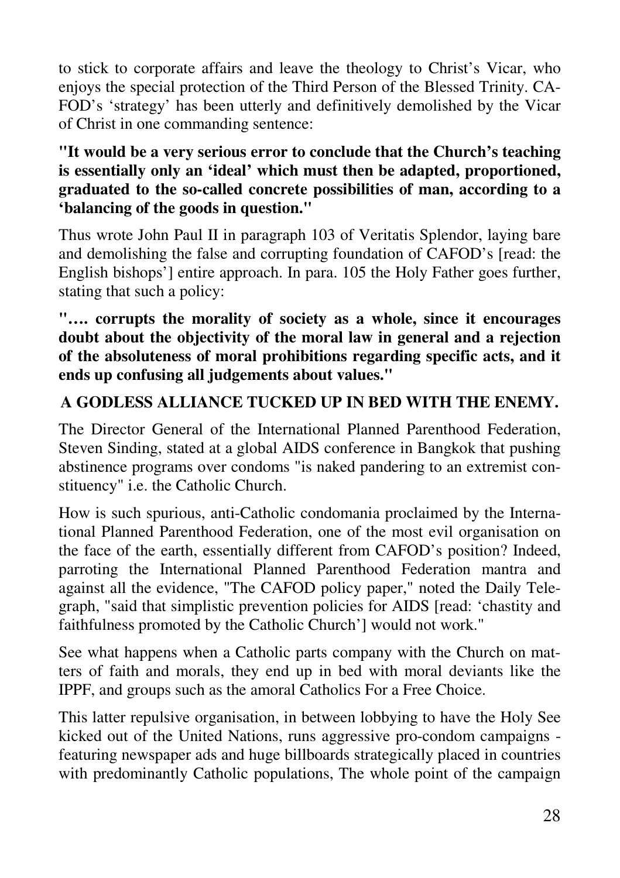to stick to corporate affairs and leave the theology to Christ's Vicar, who enjoys the special protection of the Third Person of the Blessed Trinity. CAFOD's 'strategy' has been utterly and definitively demolished by the Vicar of Christ in one commanding sentence:

**"It would be a very serious error to conclude that the Church's teaching is essentially only an 'ideal' which must then be adapted, proportioned, graduated to the so-called concrete possibilities of man, according to a 'balancing of the goods in question."**

Thus wrote John Paul II in paragraph 103 of Veritatis Splendor, laying bare and demolishing the false and corrupting foundation of CAFOD's [read: the English bishops'] entire approach. In para. 105 the Holy Father goes further, stating that such a policy:

**"…. corrupts the morality of society as a whole, since it encourages doubt about the objectivity of the moral law in general and a rejection of the absoluteness of moral prohibitions regarding specific acts, and it ends up confusing all judgements about values."**

**A GODLESS ALLIANCE TUCKED UP IN BED WITH THE ENEMY.**

The Director General of the International Planned Parenthood Federation, Steven Sinding, stated at a global AIDS conference in Bangkok that pushing abstinence programs over condoms "is naked pandering to an extremist constituency" i.e. the Catholic Church.

How is such spurious, anti-Catholic condomania proclaimed by the International Planned Parenthood Federation, one of the most evil organisation on the face of the earth, essentially different from CAFOD's position? Indeed, parroting the International Planned Parenthood Federation mantra and against all the evidence, "The CAFOD policy paper," noted the Daily Telegraph, "said that simplistic prevention policies for AIDS [read: 'chastity and faithfulness promoted by the Catholic Church'] would not work."

See what happens when a Catholic parts company with the Church on matters of faith and morals, they end up in bed with moral deviants like the IPPF, and groups such as the amoral Catholics For a Free Choice.

This latter repulsive organisation, in between lobbying to have the Holy See kicked out of the United Nations, runs aggressive pro-condom campaigns - featuring newspaper ads and huge billboards strategically placed in countries with predominantly Catholic populations, The whole point of the campaign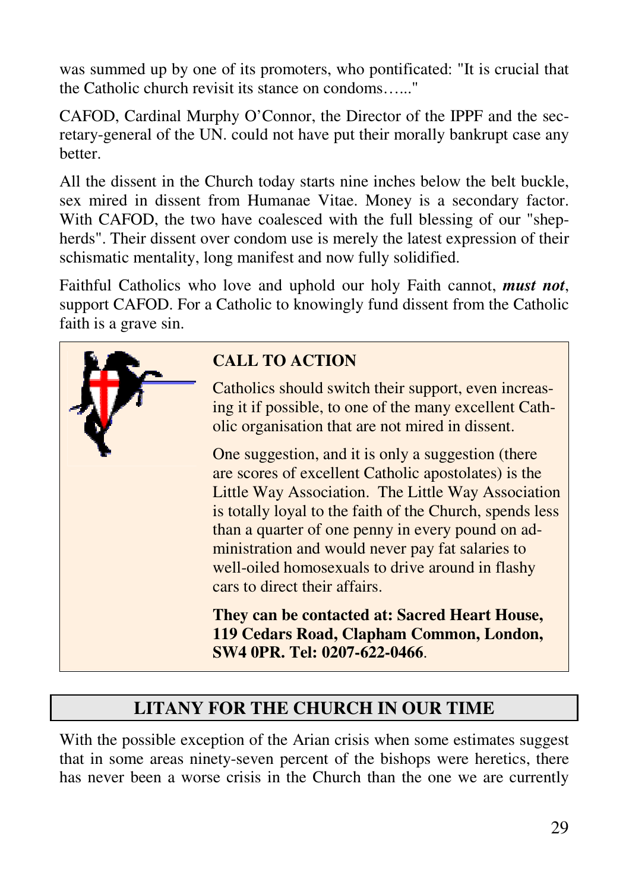was summed up by one of its promoters, who pontificated: "It is crucial that the Catholic church revisit its stance on condoms….."

CAFOD, Cardinal Murphy O'Connor, the Director of the IPPF and the secretary-general of the UN. could not have put their morally bankrupt case any better.

All the dissent in the Church today starts nine inches below the belt buckle, sex mired in dissent from Humanae Vitae. Money is a secondary factor. With CAFOD, the two have coalesced with the full blessing of our "shepherds". Their dissent over condom use is merely the latest expression of their schismatic mentality, long manifest and now fully solidified.

Faithful Catholics who love and uphold our holy Faith cannot, ***must not***, support CAFOD. For a Catholic to knowingly fund dissent from the Catholic faith is a grave sin.

**CALL TO ACTION**

Catholics should switch their support, even increasing it if possible, to one of the many excellent Catholic organisation that are not mired in dissent.

One suggestion, and it is only a suggestion (there are scores of excellent Catholic apostolates) is the Little Way Association. The Little Way Association is totally loyal to the faith of the Church, spends less than a quarter of one penny in every pound on administration and would never pay fat salaries to well-oiled homosexuals to drive around in flashy cars to direct their affairs.

**They can be contacted at: Sacred Heart House, 119 Cedars Road, Clapham Common, London, SW4 0PR. Tel: 0207-622-0466**.

## LITANY FOR THE CHURCH IN OUR TIME

With the possible exception of the Arian crisis when some estimates suggest that in some areas ninety-seven percent of the bishops were heretics, there has never been a worse crisis in the Church than the one we are currently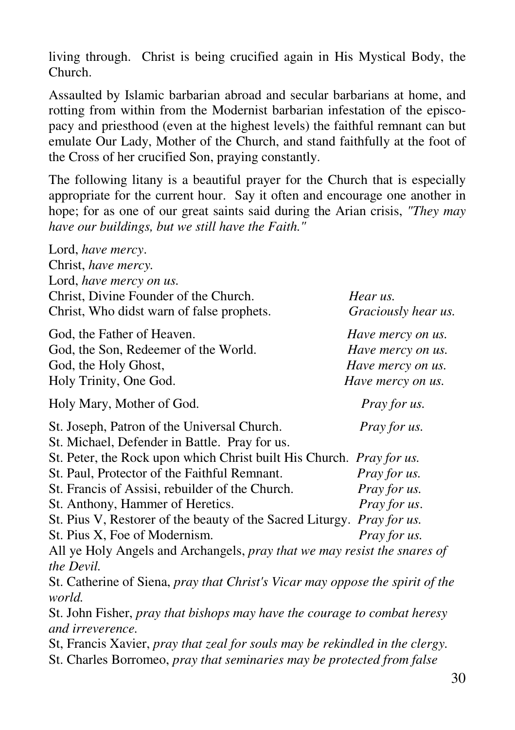living through. Christ is being crucified again in His Mystical Body, the Church.

Assaulted by Islamic barbarian abroad and secular barbarians at home, and rotting from within from the Modernist barbarian infestation of the episcopacy and priesthood (even at the highest levels) the faithful remnant can but emulate Our Lady, Mother of the Church, and stand faithfully at the foot of the Cross of her crucified Son, praying constantly.

The following litany is a beautiful prayer for the Church that is especially appropriate for the current hour. Say it often and encourage one another in hope; for as one of our great saints said during the Arian crisis, *"They may have our buildings, but we still have the Faith."*

Lord, *have mercy*.
Christ, *have mercy.*
Lord, *have mercy on us.*
Christ, Divine Founder of the Church. *Hear us.*
Christ, Who didst warn of false prophets. *Graciously hear us.*

God, the Father of Heaven. *Have mercy on us.*
God, the Son, Redeemer of the World. *Have mercy on us.*
God, the Holy Ghost, *Have mercy on us.*
Holy Trinity, One God. *Have mercy on us.*

Holy Mary, Mother of God. *Pray for us.*

St. Joseph, Patron of the Universal Church. *Pray for us.*
St. Michael, Defender in Battle. Pray for us.
St. Peter, the Rock upon which Christ built His Church. *Pray for us.*
St. Paul, Protector of the Faithful Remnant. *Pray for us.*
St. Francis of Assisi, rebuilder of the Church. *Pray for us.*
St. Anthony, Hammer of Heretics. *Pray for us*.
St. Pius V, Restorer of the beauty of the Sacred Liturgy. *Pray for us.*
St. Pius X, Foe of Modernism. *Pray for us.*
All ye Holy Angels and Archangels, *pray that we may resist the snares of the Devil.*
St. Catherine of Siena, *pray that Christ's Vicar may oppose the spirit of the world.*
St. John Fisher, *pray that bishops may have the courage to combat heresy and irreverence.*
St, Francis Xavier, *pray that zeal for souls may be rekindled in the clergy.*
St. Charles Borromeo, *pray that seminaries may be protected from false*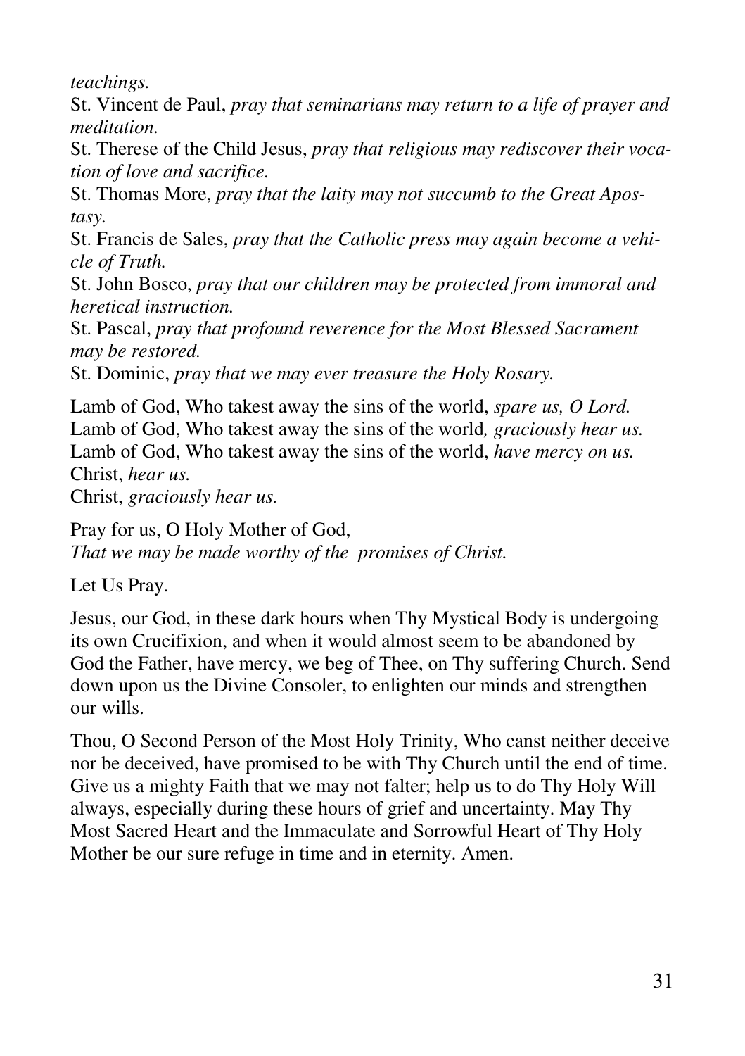*teachings.*

St. Vincent de Paul, *pray that seminarians may return to a life of prayer and meditation.*

St. Therese of the Child Jesus, *pray that religious may rediscover their vocation of love and sacrifice.*

St. Thomas More, *pray that the laity may not succumb to the Great Apostasy.*

St. Francis de Sales, *pray that the Catholic press may again become a vehicle of Truth.*

St. John Bosco, *pray that our children may be protected from immoral and heretical instruction.*

St. Pascal, *pray that profound reverence for the Most Blessed Sacrament may be restored.*

St. Dominic, *pray that we may ever treasure the Holy Rosary.*

Lamb of God, Who takest away the sins of the world, *spare us, O Lord.*
Lamb of God, Who takest away the sins of the world*, graciously hear us.*
Lamb of God, Who takest away the sins of the world, *have mercy on us.*
Christ, *hear us.*
Christ, *graciously hear us.*

Pray for us, O Holy Mother of God,
*That we may be made worthy of the promises of Christ.*

Let Us Pray.

Jesus, our God, in these dark hours when Thy Mystical Body is undergoing its own Crucifixion, and when it would almost seem to be abandoned by God the Father, have mercy, we beg of Thee, on Thy suffering Church. Send down upon us the Divine Consoler, to enlighten our minds and strengthen our wills.

Thou, O Second Person of the Most Holy Trinity, Who canst neither deceive nor be deceived, have promised to be with Thy Church until the end of time. Give us a mighty Faith that we may not falter; help us to do Thy Holy Will always, especially during these hours of grief and uncertainty. May Thy Most Sacred Heart and the Immaculate and Sorrowful Heart of Thy Holy Mother be our sure refuge in time and in eternity. Amen.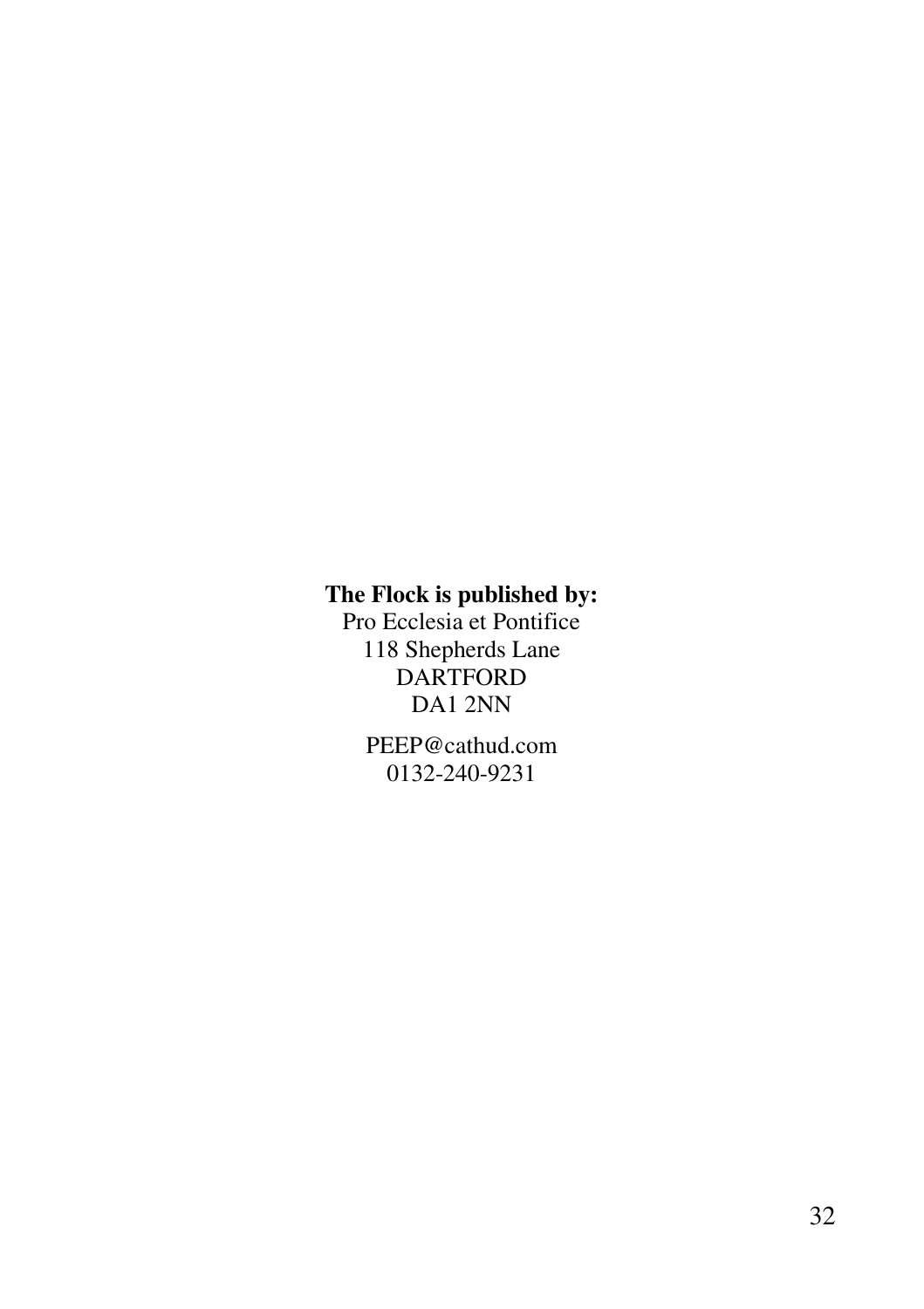**The Flock is published by:**
Pro Ecclesia et Pontifice
118 Shepherds Lane
DARTFORD
DA1 2NN

PEEP@cathud.com
0132-240-9231